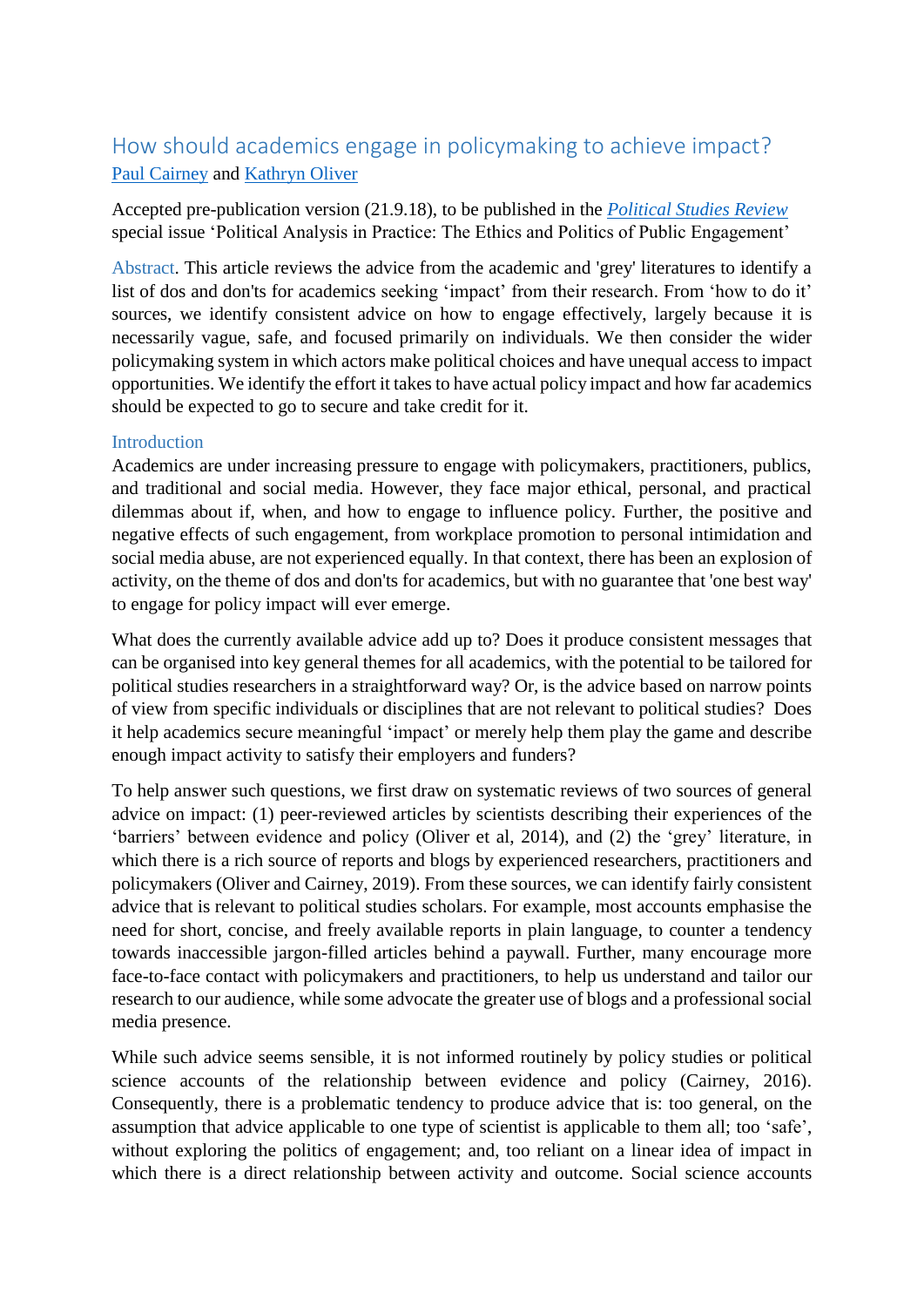# How should academics engage in policymaking to achieve impact?

Paul Cairney and Kathryn Oliver

Accepted pre-publication version (21.9.18), to be published in the *Political Studies Review* special issue 'Political Analysis in Practice: The Ethics and Politics of Public Engagement'

## Abstract

This article reviews the advice from the academic and 'grey' literatures to identify a list of dos and don'ts for academics seeking 'impact' from their research. From 'how to do it' sources, we identify consistent advice on how to engage effectively, largely because it is necessarily vague, safe, and focused primarily on individuals. We then consider the wider policymaking system in which actors make political choices and have unequal access to impact opportunities. We identify the effort it takes to have actual policy impact and how far academics should be expected to go to secure and take credit for it.

## Introduction

Academics are under increasing pressure to engage with policymakers, practitioners, publics, and traditional and social media. However, they face major ethical, personal, and practical dilemmas about if, when, and how to engage to influence policy. Further, the positive and negative effects of such engagement, from workplace promotion to personal intimidation and social media abuse, are not experienced equally. In that context, there has been an explosion of activity, on the theme of dos and don'ts for academics, but with no guarantee that 'one best way' to engage for policy impact will ever emerge.

What does the currently available advice add up to? Does it produce consistent messages that can be organised into key general themes for all academics, with the potential to be tailored for political studies researchers in a straightforward way? Or, is the advice based on narrow points of view from specific individuals or disciplines that are not relevant to political studies? Does it help academics secure meaningful 'impact' or merely help them play the game and describe enough impact activity to satisfy their employers and funders?

To help answer such questions, we first draw on systematic reviews of two sources of general advice on impact: (1) peer-reviewed articles by scientists describing their experiences of the 'barriers' between evidence and policy (Oliver et al, 2014), and (2) the 'grey' literature, in which there is a rich source of reports and blogs by experienced researchers, practitioners and policymakers (Oliver and Cairney, 2019). From these sources, we can identify fairly consistent advice that is relevant to political studies scholars. For example, most accounts emphasise the need for short, concise, and freely available reports in plain language, to counter a tendency towards inaccessible jargon-filled articles behind a paywall. Further, many encourage more face-to-face contact with policymakers and practitioners, to help us understand and tailor our research to our audience, while some advocate the greater use of blogs and a professional social media presence.

While such advice seems sensible, it is not informed routinely by policy studies or political science accounts of the relationship between evidence and policy (Cairney, 2016). Consequently, there is a problematic tendency to produce advice that is: too general, on the assumption that advice applicable to one type of scientist is applicable to them all; too 'safe', without exploring the politics of engagement; and, too reliant on a linear idea of impact in which there is a direct relationship between activity and outcome. Social science accounts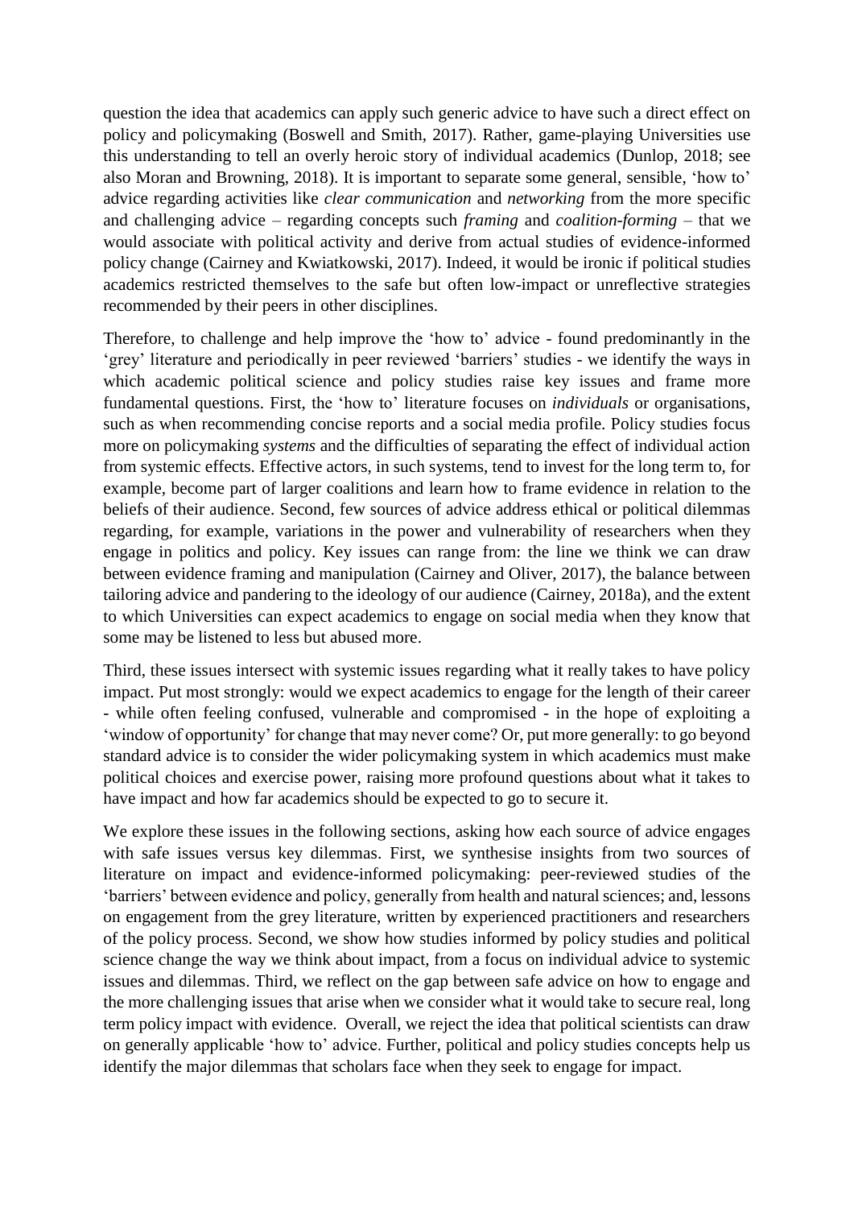question the idea that academics can apply such generic advice to have such a direct effect on policy and policymaking (Boswell and Smith, 2017). Rather, game-playing Universities use this understanding to tell an overly heroic story of individual academics (Dunlop, 2018; see also Moran and Browning, 2018). It is important to separate some general, sensible, 'how to' advice regarding activities like *clear communication* and *networking* from the more specific and challenging advice – regarding concepts such *framing* and *coalition-forming* – that we would associate with political activity and derive from actual studies of evidence-informed policy change (Cairney and Kwiatkowski, 2017). Indeed, it would be ironic if political studies academics restricted themselves to the safe but often low-impact or unreflective strategies recommended by their peers in other disciplines.

Therefore, to challenge and help improve the 'how to' advice - found predominantly in the 'grey' literature and periodically in peer reviewed 'barriers' studies - we identify the ways in which academic political science and policy studies raise key issues and frame more fundamental questions. First, the 'how to' literature focuses on *individuals* or organisations, such as when recommending concise reports and a social media profile. Policy studies focus more on policymaking *systems* and the difficulties of separating the effect of individual action from systemic effects. Effective actors, in such systems, tend to invest for the long term to, for example, become part of larger coalitions and learn how to frame evidence in relation to the beliefs of their audience. Second, few sources of advice address ethical or political dilemmas regarding, for example, variations in the power and vulnerability of researchers when they engage in politics and policy. Key issues can range from: the line we think we can draw between evidence framing and manipulation (Cairney and Oliver, 2017), the balance between tailoring advice and pandering to the ideology of our audience (Cairney, 2018a), and the extent to which Universities can expect academics to engage on social media when they know that some may be listened to less but abused more.

Third, these issues intersect with systemic issues regarding what it really takes to have policy impact. Put most strongly: would we expect academics to engage for the length of their career - while often feeling confused, vulnerable and compromised - in the hope of exploiting a 'window of opportunity' for change that may never come? Or, put more generally: to go beyond standard advice is to consider the wider policymaking system in which academics must make political choices and exercise power, raising more profound questions about what it takes to have impact and how far academics should be expected to go to secure it.

We explore these issues in the following sections, asking how each source of advice engages with safe issues versus key dilemmas. First, we synthesise insights from two sources of literature on impact and evidence-informed policymaking: peer-reviewed studies of the 'barriers' between evidence and policy, generally from health and natural sciences; and, lessons on engagement from the grey literature, written by experienced practitioners and researchers of the policy process. Second, we show how studies informed by policy studies and political science change the way we think about impact, from a focus on individual advice to systemic issues and dilemmas. Third, we reflect on the gap between safe advice on how to engage and the more challenging issues that arise when we consider what it would take to secure real, long term policy impact with evidence. Overall, we reject the idea that political scientists can draw on generally applicable 'how to' advice. Further, political and policy studies concepts help us identify the major dilemmas that scholars face when they seek to engage for impact.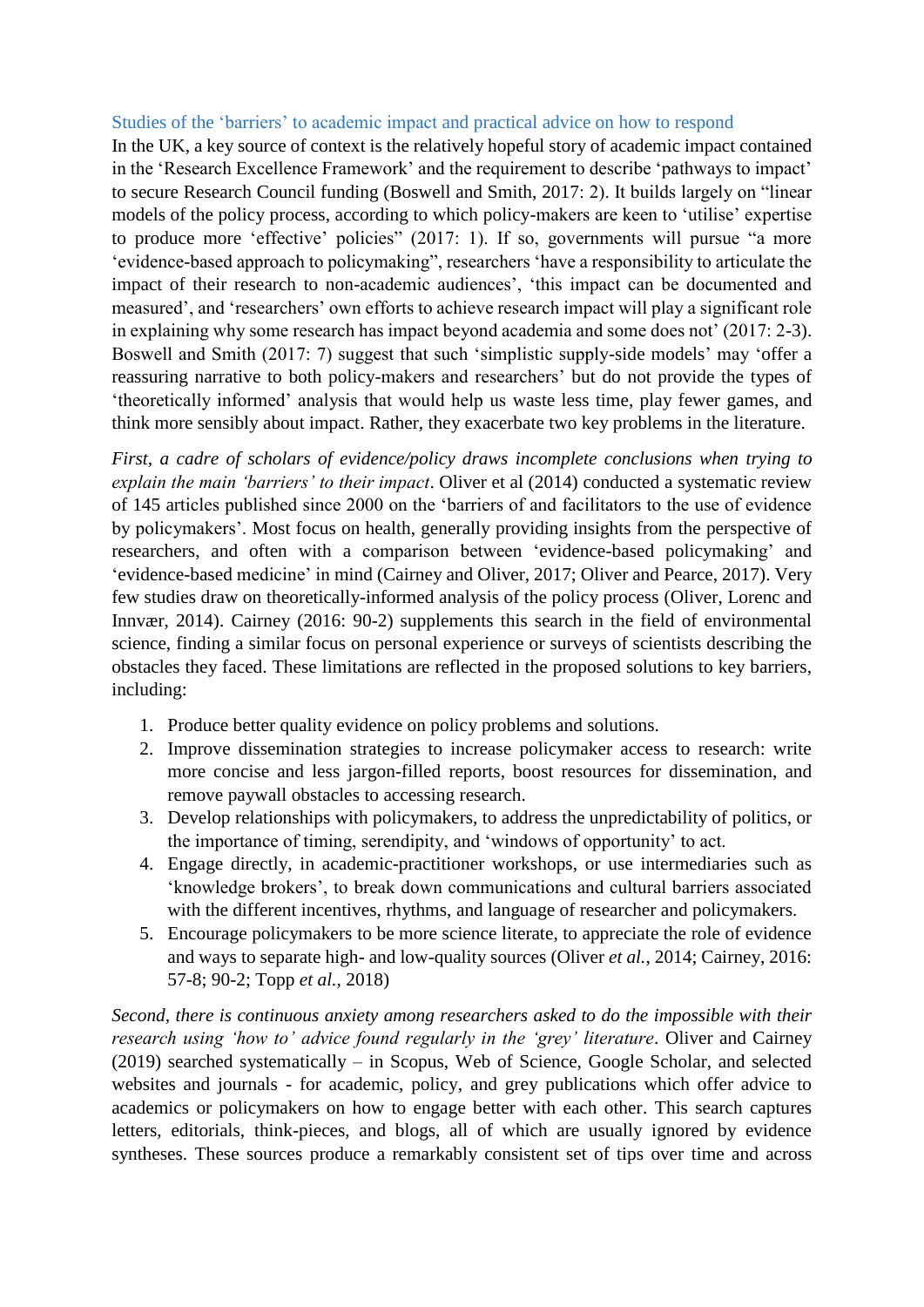### Studies of the 'barriers' to academic impact and practical advice on how to respond

In the UK, a key source of context is the relatively hopeful story of academic impact contained in the 'Research Excellence Framework' and the requirement to describe 'pathways to impact' to secure Research Council funding (Boswell and Smith, 2017: 2). It builds largely on "linear models of the policy process, according to which policy-makers are keen to 'utilise' expertise to produce more 'effective' policies" (2017: 1). If so, governments will pursue "a more 'evidence-based approach to policymaking", researchers 'have a responsibility to articulate the impact of their research to non-academic audiences', 'this impact can be documented and measured', and 'researchers' own efforts to achieve research impact will play a significant role in explaining why some research has impact beyond academia and some does not' (2017: 2-3). Boswell and Smith (2017: 7) suggest that such 'simplistic supply-side models' may 'offer a reassuring narrative to both policy-makers and researchers' but do not provide the types of 'theoretically informed' analysis that would help us waste less time, play fewer games, and think more sensibly about impact. Rather, they exacerbate two key problems in the literature.

*First, a cadre of scholars of evidence/policy draws incomplete conclusions when trying to explain the main 'barriers' to their impact*. Oliver et al (2014) conducted a systematic review of 145 articles published since 2000 on the 'barriers of and facilitators to the use of evidence by policymakers'. Most focus on health, generally providing insights from the perspective of researchers, and often with a comparison between 'evidence-based policymaking' and 'evidence-based medicine' in mind (Cairney and Oliver, 2017; Oliver and Pearce, 2017). Very few studies draw on theoretically-informed analysis of the policy process (Oliver, Lorenc and Innvær, 2014). Cairney (2016: 90-2) supplements this search in the field of environmental science, finding a similar focus on personal experience or surveys of scientists describing the obstacles they faced. These limitations are reflected in the proposed solutions to key barriers, including:

1. Produce better quality evidence on policy problems and solutions.
2. Improve dissemination strategies to increase policymaker access to research: write more concise and less jargon-filled reports, boost resources for dissemination, and remove paywall obstacles to accessing research.
3. Develop relationships with policymakers, to address the unpredictability of politics, or the importance of timing, serendipity, and 'windows of opportunity' to act.
4. Engage directly, in academic-practitioner workshops, or use intermediaries such as 'knowledge brokers', to break down communications and cultural barriers associated with the different incentives, rhythms, and language of researcher and policymakers.
5. Encourage policymakers to be more science literate, to appreciate the role of evidence and ways to separate high- and low-quality sources (Oliver *et al.*, 2014; Cairney, 2016: 57-8; 90-2; Topp *et al.*, 2018)

*Second, there is continuous anxiety among researchers asked to do the impossible with their research using 'how to' advice found regularly in the 'grey' literature*. Oliver and Cairney (2019) searched systematically – in Scopus, Web of Science, Google Scholar, and selected websites and journals - for academic, policy, and grey publications which offer advice to academics or policymakers on how to engage better with each other. This search captures letters, editorials, think-pieces, and blogs, all of which are usually ignored by evidence syntheses. These sources produce a remarkably consistent set of tips over time and across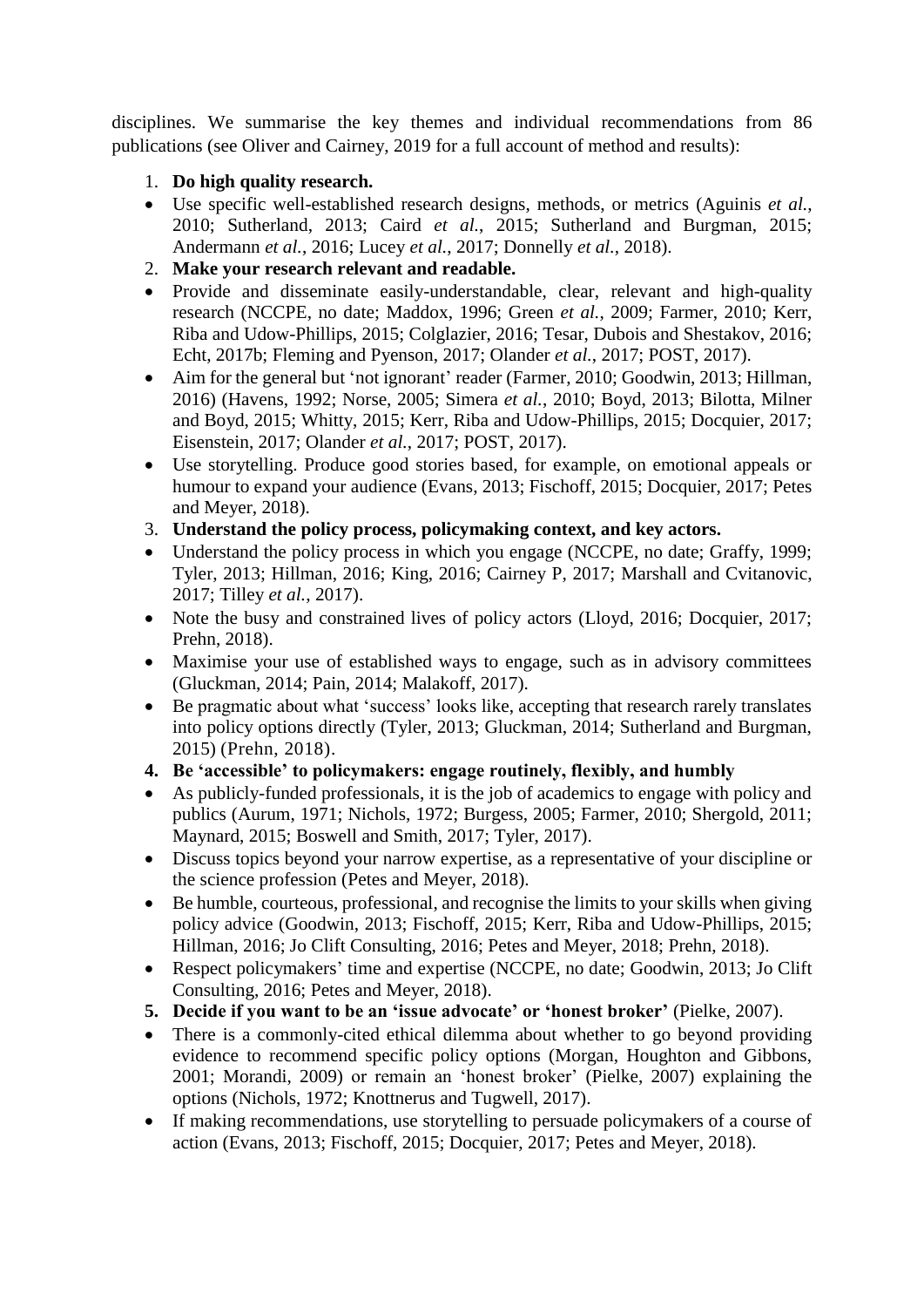disciplines. We summarise the key themes and individual recommendations from 86 publications (see Oliver and Cairney, 2019 for a full account of method and results):

1. **Do high quality research.**

- Use specific well-established research designs, methods, or metrics (Aguinis *et al.*, 2010; Sutherland, 2013; Caird *et al.*, 2015; Sutherland and Burgman, 2015; Andermann *et al.*, 2016; Lucey *et al.*, 2017; Donnelly *et al.*, 2018).

2. **Make your research relevant and readable.**

- Provide and disseminate easily-understandable, clear, relevant and high-quality research (NCCPE, no date; Maddox, 1996; Green *et al.*, 2009; Farmer, 2010; Kerr, Riba and Udow-Phillips, 2015; Colglazier, 2016; Tesar, Dubois and Shestakov, 2016; Echt, 2017b; Fleming and Pyenson, 2017; Olander *et al.*, 2017; POST, 2017).
- Aim for the general but 'not ignorant' reader (Farmer, 2010; Goodwin, 2013; Hillman, 2016) (Havens, 1992; Norse, 2005; Simera *et al.*, 2010; Boyd, 2013; Bilotta, Milner and Boyd, 2015; Whitty, 2015; Kerr, Riba and Udow-Phillips, 2015; Docquier, 2017; Eisenstein, 2017; Olander *et al.*, 2017; POST, 2017).
- Use storytelling. Produce good stories based, for example, on emotional appeals or humour to expand your audience (Evans, 2013; Fischoff, 2015; Docquier, 2017; Petes and Meyer, 2018).

3. **Understand the policy process, policymaking context, and key actors.**

- Understand the policy process in which you engage (NCCPE, no date; Graffy, 1999; Tyler, 2013; Hillman, 2016; King, 2016; Cairney P, 2017; Marshall and Cvitanovic, 2017; Tilley *et al.*, 2017).
- Note the busy and constrained lives of policy actors (Lloyd, 2016; Docquier, 2017; Prehn, 2018).
- Maximise your use of established ways to engage, such as in advisory committees (Gluckman, 2014; Pain, 2014; Malakoff, 2017).
- Be pragmatic about what 'success' looks like, accepting that research rarely translates into policy options directly (Tyler, 2013; Gluckman, 2014; Sutherland and Burgman, 2015) (Prehn, 2018).

4. **Be 'accessible' to policymakers: engage routinely, flexibly, and humbly**

- As publicly-funded professionals, it is the job of academics to engage with policy and publics (Aurum, 1971; Nichols, 1972; Burgess, 2005; Farmer, 2010; Shergold, 2011; Maynard, 2015; Boswell and Smith, 2017; Tyler, 2017).
- Discuss topics beyond your narrow expertise, as a representative of your discipline or the science profession (Petes and Meyer, 2018).
- Be humble, courteous, professional, and recognise the limits to your skills when giving policy advice (Goodwin, 2013; Fischoff, 2015; Kerr, Riba and Udow-Phillips, 2015; Hillman, 2016; Jo Clift Consulting, 2016; Petes and Meyer, 2018; Prehn, 2018).
- Respect policymakers' time and expertise (NCCPE, no date; Goodwin, 2013; Jo Clift Consulting, 2016; Petes and Meyer, 2018).

5. **Decide if you want to be an 'issue advocate' or 'honest broker'** (Pielke, 2007).

- There is a commonly-cited ethical dilemma about whether to go beyond providing evidence to recommend specific policy options (Morgan, Houghton and Gibbons, 2001; Morandi, 2009) or remain an 'honest broker' (Pielke, 2007) explaining the options (Nichols, 1972; Knottnerus and Tugwell, 2017).
- If making recommendations, use storytelling to persuade policymakers of a course of action (Evans, 2013; Fischoff, 2015; Docquier, 2017; Petes and Meyer, 2018).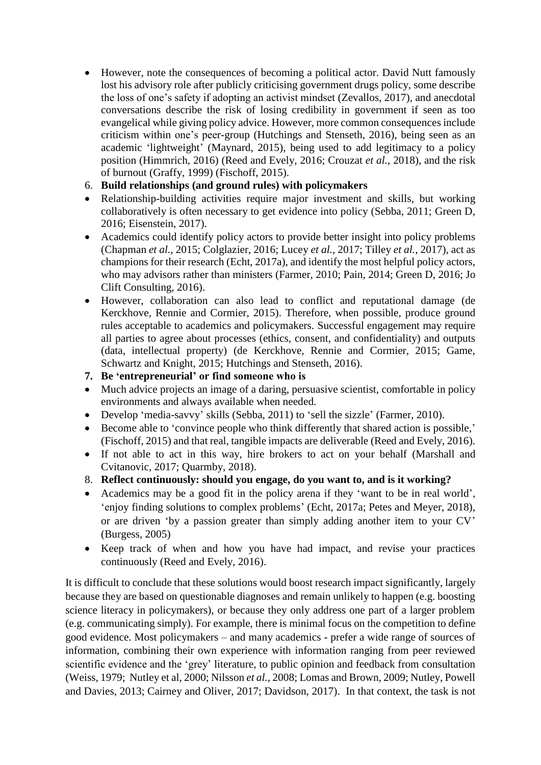- However, note the consequences of becoming a political actor. David Nutt famously lost his advisory role after publicly criticising government drugs policy, some describe the loss of one's safety if adopting an activist mindset (Zevallos, 2017), and anecdotal conversations describe the risk of losing credibility in government if seen as too evangelical while giving policy advice. However, more common consequences include criticism within one's peer-group (Hutchings and Stenseth, 2016), being seen as an academic 'lightweight' (Maynard, 2015), being used to add legitimacy to a policy position (Himmrich, 2016) (Reed and Evely, 2016; Crouzat *et al.*, 2018), and the risk of burnout (Graffy, 1999) (Fischoff, 2015).

6. **Build relationships (and ground rules) with policymakers**

- Relationship-building activities require major investment and skills, but working collaboratively is often necessary to get evidence into policy (Sebba, 2011; Green D, 2016; Eisenstein, 2017).
- Academics could identify policy actors to provide better insight into policy problems (Chapman *et al.*, 2015; Colglazier, 2016; Lucey *et al.*, 2017; Tilley *et al.*, 2017), act as champions for their research (Echt, 2017a), and identify the most helpful policy actors, who may advisors rather than ministers (Farmer, 2010; Pain, 2014; Green D, 2016; Jo Clift Consulting, 2016).
- However, collaboration can also lead to conflict and reputational damage (de Kerckhove, Rennie and Cormier, 2015). Therefore, when possible, produce ground rules acceptable to academics and policymakers. Successful engagement may require all parties to agree about processes (ethics, consent, and confidentiality) and outputs (data, intellectual property) (de Kerckhove, Rennie and Cormier, 2015; Game, Schwartz and Knight, 2015; Hutchings and Stenseth, 2016).

7. **Be 'entrepreneurial' or find someone who is**

- Much advice projects an image of a daring, persuasive scientist, comfortable in policy environments and always available when needed.
- Develop 'media-savvy' skills (Sebba, 2011) to 'sell the sizzle' (Farmer, 2010).
- Become able to 'convince people who think differently that shared action is possible,' (Fischoff, 2015) and that real, tangible impacts are deliverable (Reed and Evely, 2016).
- If not able to act in this way, hire brokers to act on your behalf (Marshall and Cvitanovic, 2017; Quarmby, 2018).

8. **Reflect continuously: should you engage, do you want to, and is it working?**

- Academics may be a good fit in the policy arena if they 'want to be in real world', 'enjoy finding solutions to complex problems' (Echt, 2017a; Petes and Meyer, 2018), or are driven 'by a passion greater than simply adding another item to your CV' (Burgess, 2005)
- Keep track of when and how you have had impact, and revise your practices continuously (Reed and Evely, 2016).

It is difficult to conclude that these solutions would boost research impact significantly, largely because they are based on questionable diagnoses and remain unlikely to happen (e.g. boosting science literacy in policymakers), or because they only address one part of a larger problem (e.g. communicating simply). For example, there is minimal focus on the competition to define good evidence. Most policymakers – and many academics - prefer a wide range of sources of information, combining their own experience with information ranging from peer reviewed scientific evidence and the 'grey' literature, to public opinion and feedback from consultation (Weiss, 1979; Nutley et al, 2000; Nilsson *et al.*, 2008; Lomas and Brown, 2009; Nutley, Powell and Davies, 2013; Cairney and Oliver, 2017; Davidson, 2017). In that context, the task is not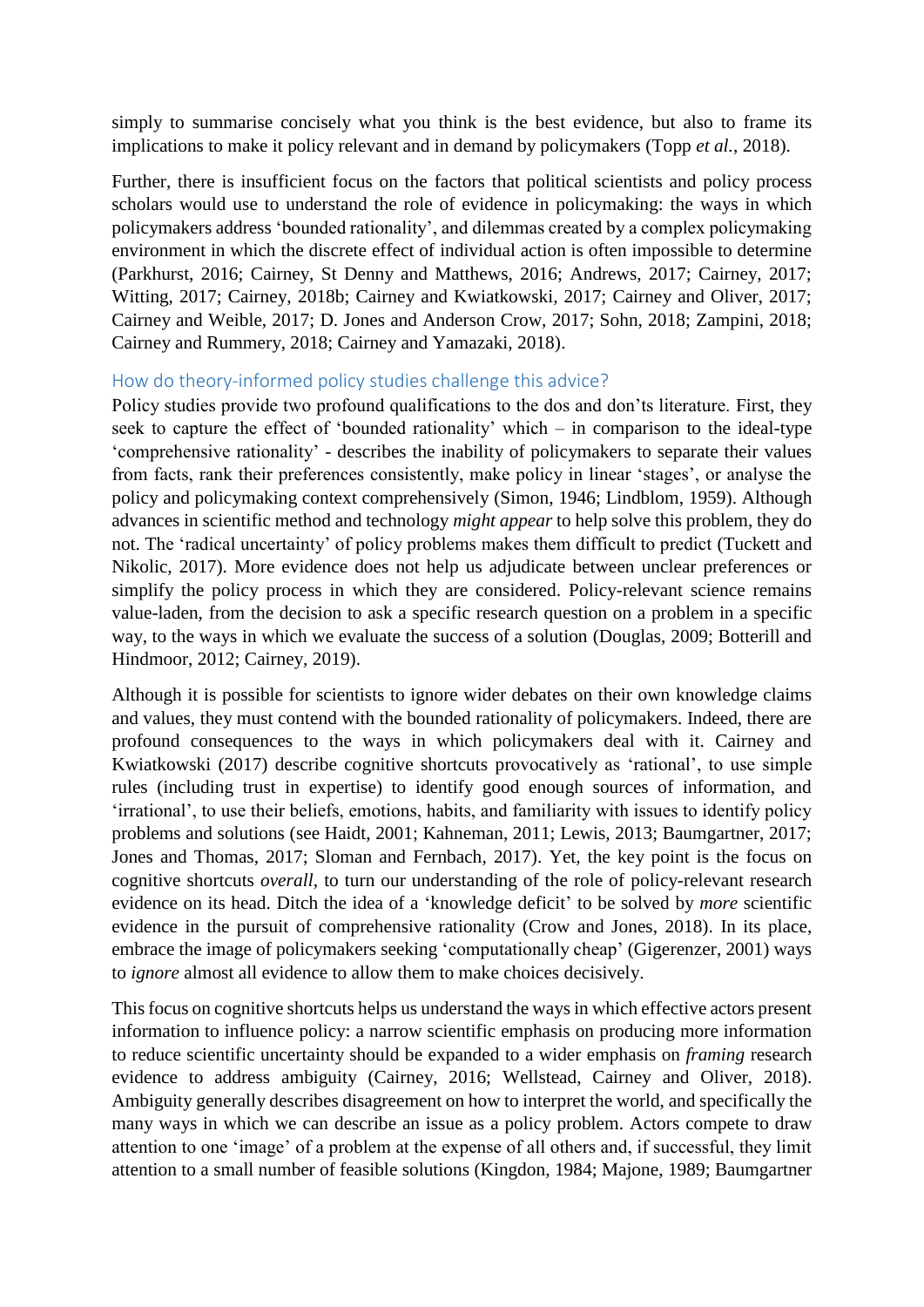simply to summarise concisely what you think is the best evidence, but also to frame its implications to make it policy relevant and in demand by policymakers (Topp *et al.*, 2018).

Further, there is insufficient focus on the factors that political scientists and policy process scholars would use to understand the role of evidence in policymaking: the ways in which policymakers address 'bounded rationality', and dilemmas created by a complex policymaking environment in which the discrete effect of individual action is often impossible to determine (Parkhurst, 2016; Cairney, St Denny and Matthews, 2016; Andrews, 2017; Cairney, 2017; Witting, 2017; Cairney, 2018b; Cairney and Kwiatkowski, 2017; Cairney and Oliver, 2017; Cairney and Weible, 2017; D. Jones and Anderson Crow, 2017; Sohn, 2018; Zampini, 2018; Cairney and Rummery, 2018; Cairney and Yamazaki, 2018).

## How do theory-informed policy studies challenge this advice?

Policy studies provide two profound qualifications to the dos and don'ts literature. First, they seek to capture the effect of 'bounded rationality' which – in comparison to the ideal-type 'comprehensive rationality' - describes the inability of policymakers to separate their values from facts, rank their preferences consistently, make policy in linear 'stages', or analyse the policy and policymaking context comprehensively (Simon, 1946; Lindblom, 1959). Although advances in scientific method and technology *might appear* to help solve this problem, they do not. The 'radical uncertainty' of policy problems makes them difficult to predict (Tuckett and Nikolic, 2017). More evidence does not help us adjudicate between unclear preferences or simplify the policy process in which they are considered. Policy-relevant science remains value-laden, from the decision to ask a specific research question on a problem in a specific way, to the ways in which we evaluate the success of a solution (Douglas, 2009; Botterill and Hindmoor, 2012; Cairney, 2019).

Although it is possible for scientists to ignore wider debates on their own knowledge claims and values, they must contend with the bounded rationality of policymakers. Indeed, there are profound consequences to the ways in which policymakers deal with it. Cairney and Kwiatkowski (2017) describe cognitive shortcuts provocatively as 'rational', to use simple rules (including trust in expertise) to identify good enough sources of information, and 'irrational', to use their beliefs, emotions, habits, and familiarity with issues to identify policy problems and solutions (see Haidt, 2001; Kahneman, 2011; Lewis, 2013; Baumgartner, 2017; Jones and Thomas, 2017; Sloman and Fernbach, 2017). Yet, the key point is the focus on cognitive shortcuts *overall*, to turn our understanding of the role of policy-relevant research evidence on its head. Ditch the idea of a 'knowledge deficit' to be solved by *more* scientific evidence in the pursuit of comprehensive rationality (Crow and Jones, 2018). In its place, embrace the image of policymakers seeking 'computationally cheap' (Gigerenzer, 2001) ways to *ignore* almost all evidence to allow them to make choices decisively.

This focus on cognitive shortcuts helps us understand the ways in which effective actors present information to influence policy: a narrow scientific emphasis on producing more information to reduce scientific uncertainty should be expanded to a wider emphasis on *framing* research evidence to address ambiguity (Cairney, 2016; Wellstead, Cairney and Oliver, 2018). Ambiguity generally describes disagreement on how to interpret the world, and specifically the many ways in which we can describe an issue as a policy problem. Actors compete to draw attention to one 'image' of a problem at the expense of all others and, if successful, they limit attention to a small number of feasible solutions (Kingdon, 1984; Majone, 1989; Baumgartner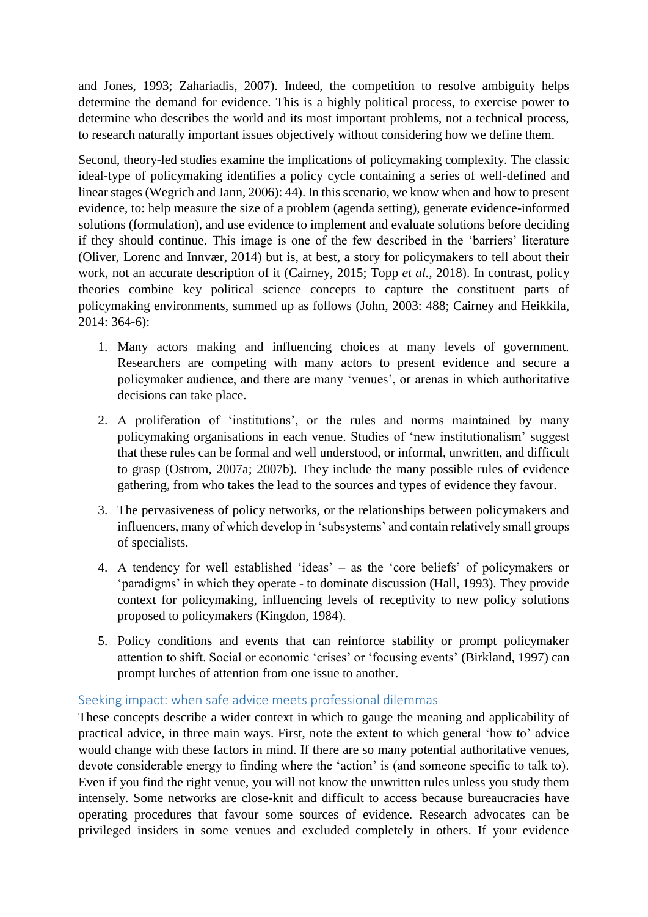and Jones, 1993; Zahariadis, 2007). Indeed, the competition to resolve ambiguity helps determine the demand for evidence. This is a highly political process, to exercise power to determine who describes the world and its most important problems, not a technical process, to research naturally important issues objectively without considering how we define them.

Second, theory-led studies examine the implications of policymaking complexity. The classic ideal-type of policymaking identifies a policy cycle containing a series of well-defined and linear stages (Wegrich and Jann, 2006): 44). In this scenario, we know when and how to present evidence, to: help measure the size of a problem (agenda setting), generate evidence-informed solutions (formulation), and use evidence to implement and evaluate solutions before deciding if they should continue. This image is one of the few described in the 'barriers' literature (Oliver, Lorenc and Innvær, 2014) but is, at best, a story for policymakers to tell about their work, not an accurate description of it (Cairney, 2015; Topp *et al.*, 2018). In contrast, policy theories combine key political science concepts to capture the constituent parts of policymaking environments, summed up as follows (John, 2003: 488; Cairney and Heikkila, 2014: 364-6):

1. Many actors making and influencing choices at many levels of government. Researchers are competing with many actors to present evidence and secure a policymaker audience, and there are many 'venues', or arenas in which authoritative decisions can take place.
2. A proliferation of 'institutions', or the rules and norms maintained by many policymaking organisations in each venue. Studies of 'new institutionalism' suggest that these rules can be formal and well understood, or informal, unwritten, and difficult to grasp (Ostrom, 2007a; 2007b). They include the many possible rules of evidence gathering, from who takes the lead to the sources and types of evidence they favour.
3. The pervasiveness of policy networks, or the relationships between policymakers and influencers, many of which develop in 'subsystems' and contain relatively small groups of specialists.
4. A tendency for well established 'ideas' – as the 'core beliefs' of policymakers or 'paradigms' in which they operate - to dominate discussion (Hall, 1993). They provide context for policymaking, influencing levels of receptivity to new policy solutions proposed to policymakers (Kingdon, 1984).
5. Policy conditions and events that can reinforce stability or prompt policymaker attention to shift. Social or economic 'crises' or 'focusing events' (Birkland, 1997) can prompt lurches of attention from one issue to another.

## Seeking impact: when safe advice meets professional dilemmas

These concepts describe a wider context in which to gauge the meaning and applicability of practical advice, in three main ways. First, note the extent to which general 'how to' advice would change with these factors in mind. If there are so many potential authoritative venues, devote considerable energy to finding where the 'action' is (and someone specific to talk to). Even if you find the right venue, you will not know the unwritten rules unless you study them intensely. Some networks are close-knit and difficult to access because bureaucracies have operating procedures that favour some sources of evidence. Research advocates can be privileged insiders in some venues and excluded completely in others. If your evidence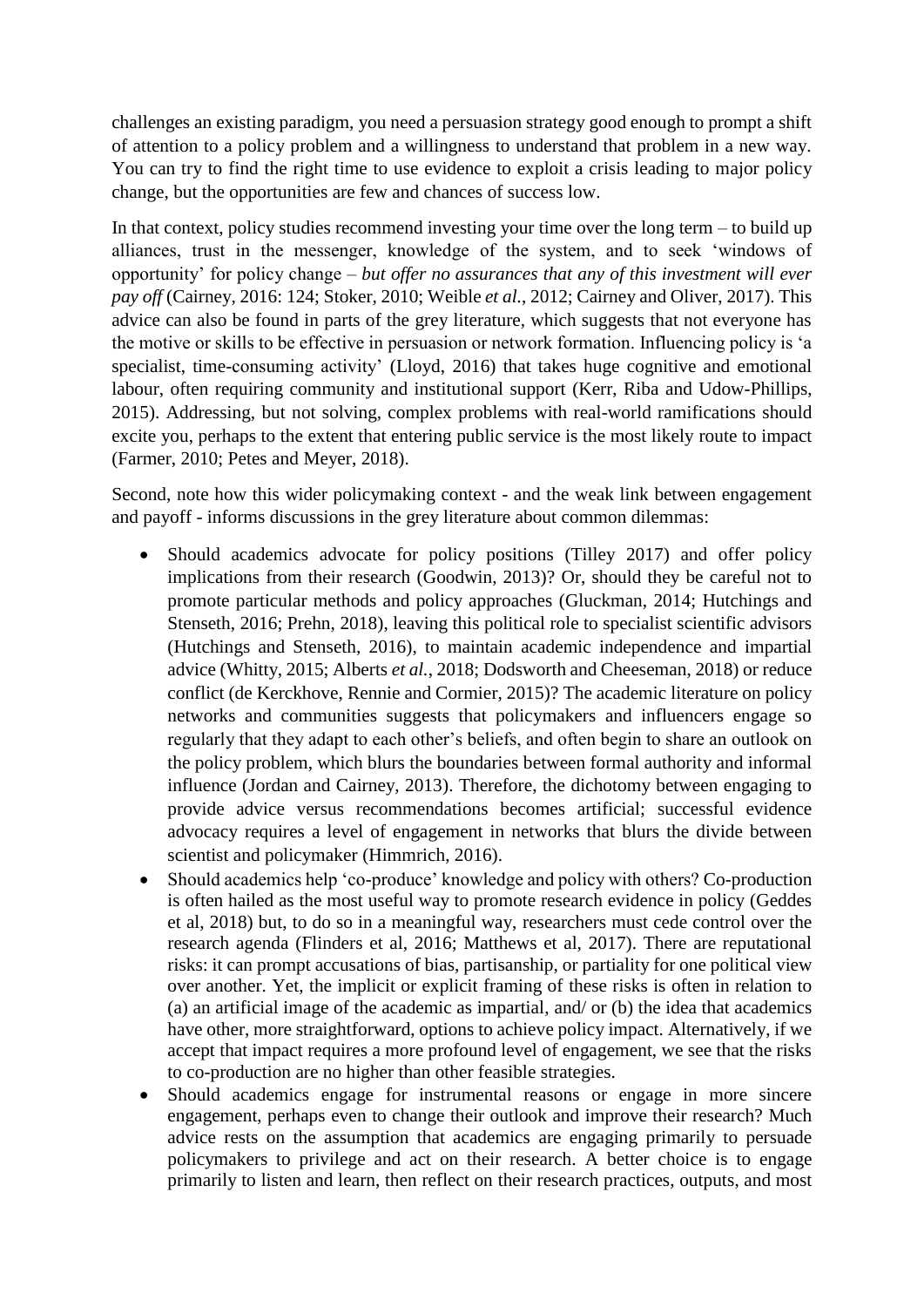challenges an existing paradigm, you need a persuasion strategy good enough to prompt a shift of attention to a policy problem and a willingness to understand that problem in a new way. You can try to find the right time to use evidence to exploit a crisis leading to major policy change, but the opportunities are few and chances of success low.

In that context, policy studies recommend investing your time over the long term – to build up alliances, trust in the messenger, knowledge of the system, and to seek 'windows of opportunity' for policy change – *but offer no assurances that any of this investment will ever pay off* (Cairney, 2016: 124; Stoker, 2010; Weible *et al.*, 2012; Cairney and Oliver, 2017). This advice can also be found in parts of the grey literature, which suggests that not everyone has the motive or skills to be effective in persuasion or network formation. Influencing policy is 'a specialist, time-consuming activity' (Lloyd, 2016) that takes huge cognitive and emotional labour, often requiring community and institutional support (Kerr, Riba and Udow-Phillips, 2015). Addressing, but not solving, complex problems with real-world ramifications should excite you, perhaps to the extent that entering public service is the most likely route to impact (Farmer, 2010; Petes and Meyer, 2018).

Second, note how this wider policymaking context - and the weak link between engagement and payoff - informs discussions in the grey literature about common dilemmas:

- Should academics advocate for policy positions (Tilley 2017) and offer policy implications from their research (Goodwin, 2013)? Or, should they be careful not to promote particular methods and policy approaches (Gluckman, 2014; Hutchings and Stenseth, 2016; Prehn, 2018), leaving this political role to specialist scientific advisors (Hutchings and Stenseth, 2016), to maintain academic independence and impartial advice (Whitty, 2015; Alberts *et al.*, 2018; Dodsworth and Cheeseman, 2018) or reduce conflict (de Kerckhove, Rennie and Cormier, 2015)? The academic literature on policy networks and communities suggests that policymakers and influencers engage so regularly that they adapt to each other's beliefs, and often begin to share an outlook on the policy problem, which blurs the boundaries between formal authority and informal influence (Jordan and Cairney, 2013). Therefore, the dichotomy between engaging to provide advice versus recommendations becomes artificial; successful evidence advocacy requires a level of engagement in networks that blurs the divide between scientist and policymaker (Himmrich, 2016).
- Should academics help 'co-produce' knowledge and policy with others? Co-production is often hailed as the most useful way to promote research evidence in policy (Geddes et al, 2018) but, to do so in a meaningful way, researchers must cede control over the research agenda (Flinders et al, 2016; Matthews et al, 2017). There are reputational risks: it can prompt accusations of bias, partisanship, or partiality for one political view over another. Yet, the implicit or explicit framing of these risks is often in relation to (a) an artificial image of the academic as impartial, and/ or (b) the idea that academics have other, more straightforward, options to achieve policy impact. Alternatively, if we accept that impact requires a more profound level of engagement, we see that the risks to co-production are no higher than other feasible strategies.
- Should academics engage for instrumental reasons or engage in more sincere engagement, perhaps even to change their outlook and improve their research? Much advice rests on the assumption that academics are engaging primarily to persuade policymakers to privilege and act on their research. A better choice is to engage primarily to listen and learn, then reflect on their research practices, outputs, and most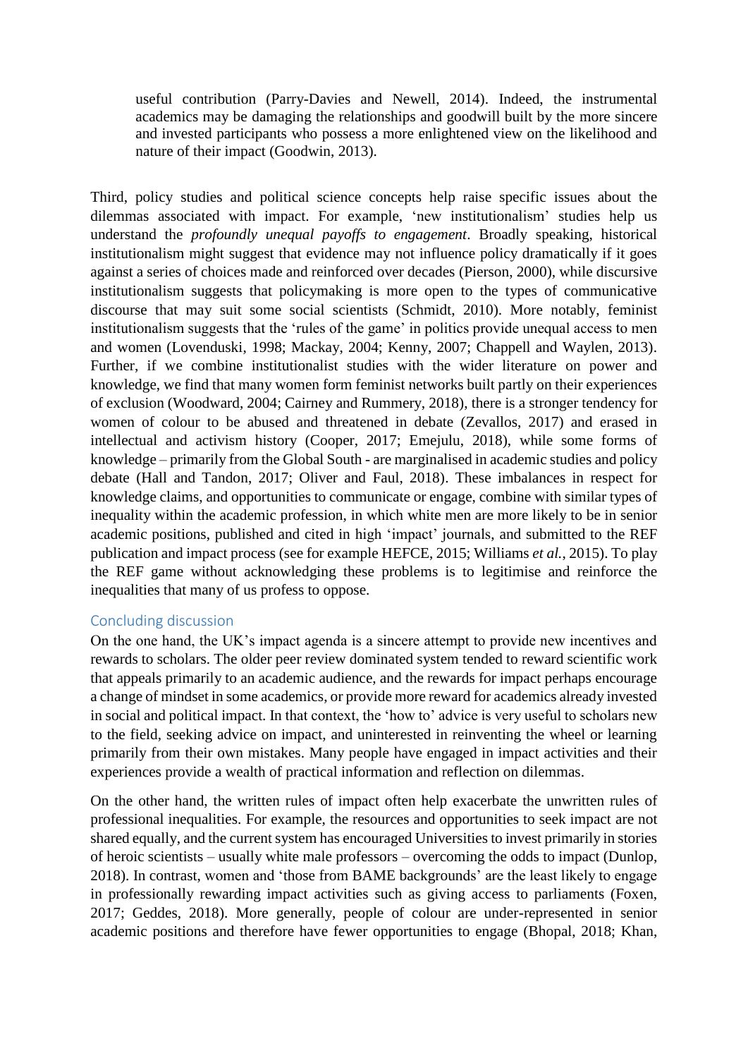> useful contribution (Parry-Davies and Newell, 2014). Indeed, the instrumental academics may be damaging the relationships and goodwill built by the more sincere and invested participants who possess a more enlightened view on the likelihood and nature of their impact (Goodwin, 2013).

Third, policy studies and political science concepts help raise specific issues about the dilemmas associated with impact. For example, 'new institutionalism' studies help us understand the *profoundly unequal payoffs to engagement*. Broadly speaking, historical institutionalism might suggest that evidence may not influence policy dramatically if it goes against a series of choices made and reinforced over decades (Pierson, 2000), while discursive institutionalism suggests that policymaking is more open to the types of communicative discourse that may suit some social scientists (Schmidt, 2010). More notably, feminist institutionalism suggests that the 'rules of the game' in politics provide unequal access to men and women (Lovenduski, 1998; Mackay, 2004; Kenny, 2007; Chappell and Waylen, 2013). Further, if we combine institutionalist studies with the wider literature on power and knowledge, we find that many women form feminist networks built partly on their experiences of exclusion (Woodward, 2004; Cairney and Rummery, 2018), there is a stronger tendency for women of colour to be abused and threatened in debate (Zevallos, 2017) and erased in intellectual and activism history (Cooper, 2017; Emejulu, 2018), while some forms of knowledge – primarily from the Global South - are marginalised in academic studies and policy debate (Hall and Tandon, 2017; Oliver and Faul, 2018). These imbalances in respect for knowledge claims, and opportunities to communicate or engage, combine with similar types of inequality within the academic profession, in which white men are more likely to be in senior academic positions, published and cited in high 'impact' journals, and submitted to the REF publication and impact process (see for example HEFCE, 2015; Williams *et al.*, 2015). To play the REF game without acknowledging these problems is to legitimise and reinforce the inequalities that many of us profess to oppose.

## Concluding discussion

On the one hand, the UK's impact agenda is a sincere attempt to provide new incentives and rewards to scholars. The older peer review dominated system tended to reward scientific work that appeals primarily to an academic audience, and the rewards for impact perhaps encourage a change of mindset in some academics, or provide more reward for academics already invested in social and political impact. In that context, the 'how to' advice is very useful to scholars new to the field, seeking advice on impact, and uninterested in reinventing the wheel or learning primarily from their own mistakes. Many people have engaged in impact activities and their experiences provide a wealth of practical information and reflection on dilemmas.

On the other hand, the written rules of impact often help exacerbate the unwritten rules of professional inequalities. For example, the resources and opportunities to seek impact are not shared equally, and the current system has encouraged Universities to invest primarily in stories of heroic scientists – usually white male professors – overcoming the odds to impact (Dunlop, 2018). In contrast, women and 'those from BAME backgrounds' are the least likely to engage in professionally rewarding impact activities such as giving access to parliaments (Foxen, 2017; Geddes, 2018). More generally, people of colour are under-represented in senior academic positions and therefore have fewer opportunities to engage (Bhopal, 2018; Khan,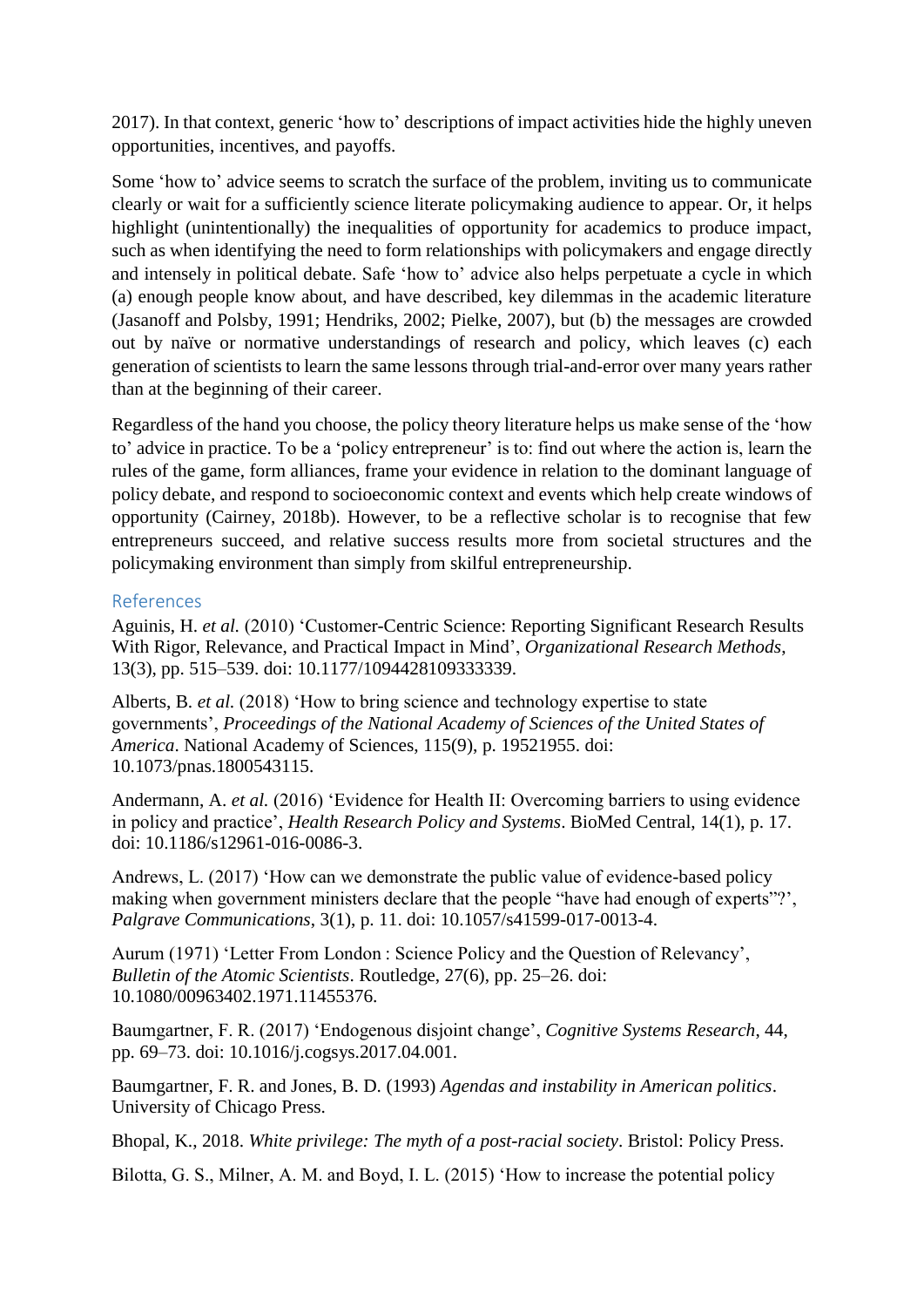2017). In that context, generic 'how to' descriptions of impact activities hide the highly uneven opportunities, incentives, and payoffs.

Some 'how to' advice seems to scratch the surface of the problem, inviting us to communicate clearly or wait for a sufficiently science literate policymaking audience to appear. Or, it helps highlight (unintentionally) the inequalities of opportunity for academics to produce impact, such as when identifying the need to form relationships with policymakers and engage directly and intensely in political debate. Safe 'how to' advice also helps perpetuate a cycle in which (a) enough people know about, and have described, key dilemmas in the academic literature (Jasanoff and Polsby, 1991; Hendriks, 2002; Pielke, 2007), but (b) the messages are crowded out by naïve or normative understandings of research and policy, which leaves (c) each generation of scientists to learn the same lessons through trial-and-error over many years rather than at the beginning of their career.

Regardless of the hand you choose, the policy theory literature helps us make sense of the 'how to' advice in practice. To be a 'policy entrepreneur' is to: find out where the action is, learn the rules of the game, form alliances, frame your evidence in relation to the dominant language of policy debate, and respond to socioeconomic context and events which help create windows of opportunity (Cairney, 2018b). However, to be a reflective scholar is to recognise that few entrepreneurs succeed, and relative success results more from societal structures and the policymaking environment than simply from skilful entrepreneurship.

## References

Aguinis, H. *et al.* (2010) 'Customer-Centric Science: Reporting Significant Research Results With Rigor, Relevance, and Practical Impact in Mind', *Organizational Research Methods*, 13(3), pp. 515–539. doi: 10.1177/1094428109333339.

Alberts, B. *et al.* (2018) 'How to bring science and technology expertise to state governments', *Proceedings of the National Academy of Sciences of the United States of America*. National Academy of Sciences, 115(9), p. 19521955. doi: 10.1073/pnas.1800543115.

Andermann, A. *et al.* (2016) 'Evidence for Health II: Overcoming barriers to using evidence in policy and practice', *Health Research Policy and Systems*. BioMed Central, 14(1), p. 17. doi: 10.1186/s12961-016-0086-3.

Andrews, L. (2017) 'How can we demonstrate the public value of evidence-based policy making when government ministers declare that the people "have had enough of experts"?', *Palgrave Communications*, 3(1), p. 11. doi: 10.1057/s41599-017-0013-4.

Aurum (1971) 'Letter From London : Science Policy and the Question of Relevancy', *Bulletin of the Atomic Scientists*. Routledge, 27(6), pp. 25–26. doi: 10.1080/00963402.1971.11455376.

Baumgartner, F. R. (2017) 'Endogenous disjoint change', *Cognitive Systems Research*, 44, pp. 69–73. doi: 10.1016/j.cogsys.2017.04.001.

Baumgartner, F. R. and Jones, B. D. (1993) *Agendas and instability in American politics*. University of Chicago Press.

Bhopal, K., 2018. *White privilege: The myth of a post-racial society*. Bristol: Policy Press.

Bilotta, G. S., Milner, A. M. and Boyd, I. L. (2015) 'How to increase the potential policy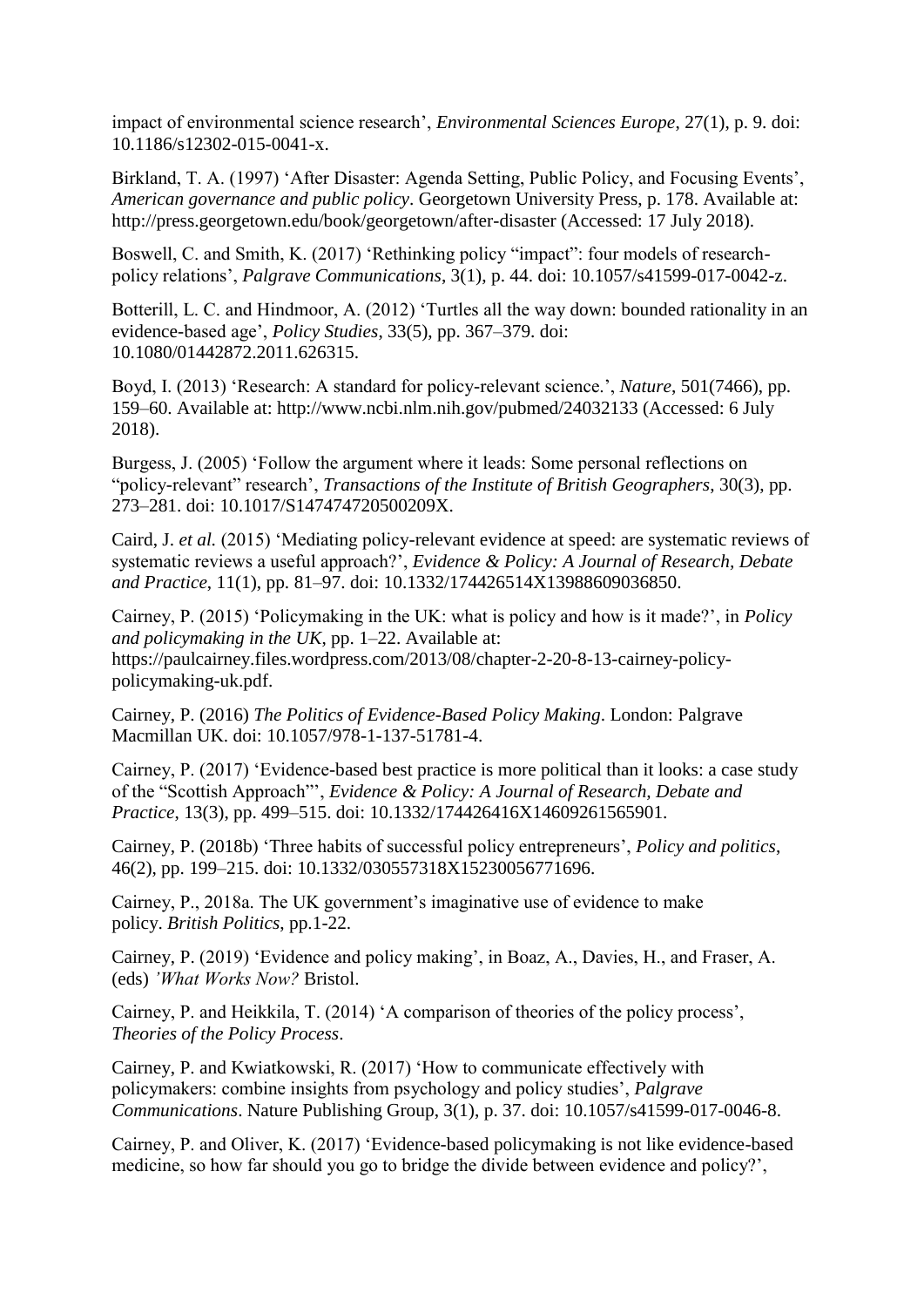impact of environmental science research', *Environmental Sciences Europe*, 27(1), p. 9. doi: 10.1186/s12302-015-0041-x.

Birkland, T. A. (1997) 'After Disaster: Agenda Setting, Public Policy, and Focusing Events', *American governance and public policy*. Georgetown University Press, p. 178. Available at: http://press.georgetown.edu/book/georgetown/after-disaster (Accessed: 17 July 2018).

Boswell, C. and Smith, K. (2017) 'Rethinking policy "impact": four models of research-policy relations', *Palgrave Communications*, 3(1), p. 44. doi: 10.1057/s41599-017-0042-z.

Botterill, L. C. and Hindmoor, A. (2012) 'Turtles all the way down: bounded rationality in an evidence-based age', *Policy Studies*, 33(5), pp. 367–379. doi: 10.1080/01442872.2011.626315.

Boyd, I. (2013) 'Research: A standard for policy-relevant science.', *Nature*, 501(7466), pp. 159–60. Available at: http://www.ncbi.nlm.nih.gov/pubmed/24032133 (Accessed: 6 July 2018).

Burgess, J. (2005) 'Follow the argument where it leads: Some personal reflections on "policy-relevant" research', *Transactions of the Institute of British Geographers*, 30(3), pp. 273–281. doi: 10.1017/S147474720500209X.

Caird, J. *et al.* (2015) 'Mediating policy-relevant evidence at speed: are systematic reviews of systematic reviews a useful approach?', *Evidence & Policy: A Journal of Research, Debate and Practice*, 11(1), pp. 81–97. doi: 10.1332/174426514X13988609036850.

Cairney, P. (2015) 'Policymaking in the UK: what is policy and how is it made?', in *Policy and policymaking in the UK*, pp. 1–22. Available at: https://paulcairney.files.wordpress.com/2013/08/chapter-2-20-8-13-cairney-policy-policymaking-uk.pdf.

Cairney, P. (2016) *The Politics of Evidence-Based Policy Making*. London: Palgrave Macmillan UK. doi: 10.1057/978-1-137-51781-4.

Cairney, P. (2017) 'Evidence-based best practice is more political than it looks: a case study of the "Scottish Approach"', *Evidence & Policy: A Journal of Research, Debate and Practice*, 13(3), pp. 499–515. doi: 10.1332/174426416X14609261565901.

Cairney, P. (2018b) 'Three habits of successful policy entrepreneurs', *Policy and politics*, 46(2), pp. 199–215. doi: 10.1332/030557318X15230056771696.

Cairney, P., 2018a. The UK government's imaginative use of evidence to make policy. *British Politics*, pp.1-22.

Cairney, P. (2019) 'Evidence and policy making', in Boaz, A., Davies, H., and Fraser, A. (eds) *'What Works Now?* Bristol.

Cairney, P. and Heikkila, T. (2014) 'A comparison of theories of the policy process', *Theories of the Policy Process*.

Cairney, P. and Kwiatkowski, R. (2017) 'How to communicate effectively with policymakers: combine insights from psychology and policy studies', *Palgrave Communications*. Nature Publishing Group, 3(1), p. 37. doi: 10.1057/s41599-017-0046-8.

Cairney, P. and Oliver, K. (2017) 'Evidence-based policymaking is not like evidence-based medicine, so how far should you go to bridge the divide between evidence and policy?',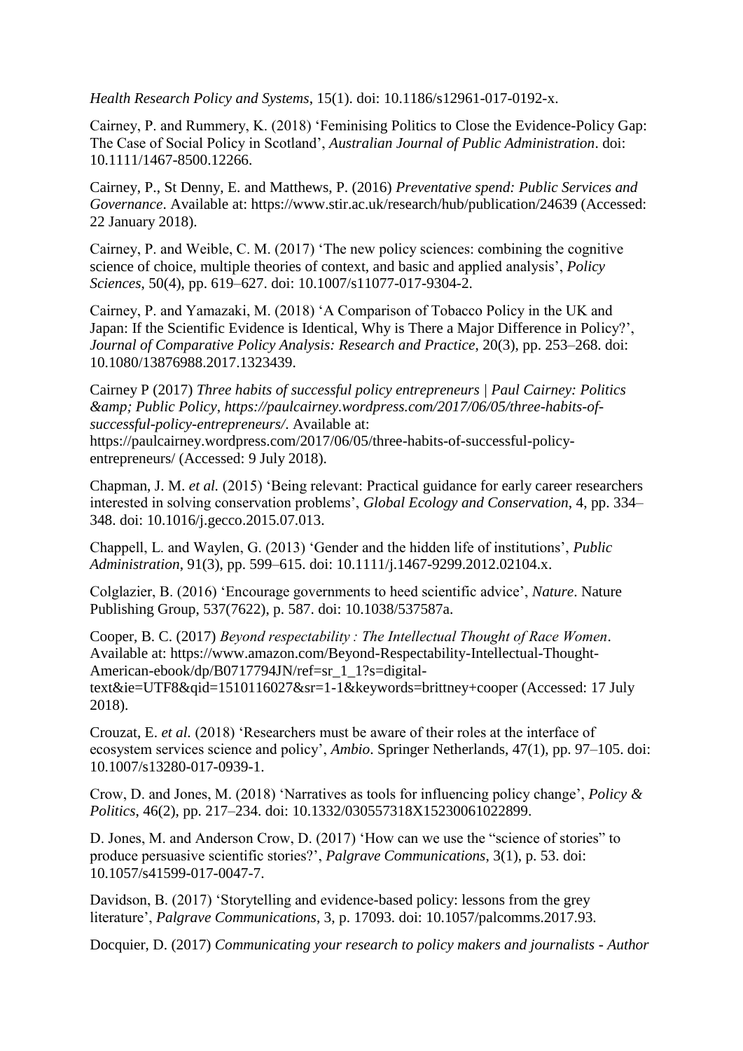*Health Research Policy and Systems*, 15(1). doi: 10.1186/s12961-017-0192-x.

Cairney, P. and Rummery, K. (2018) 'Feminising Politics to Close the Evidence-Policy Gap: The Case of Social Policy in Scotland', *Australian Journal of Public Administration*. doi: 10.1111/1467-8500.12266.

Cairney, P., St Denny, E. and Matthews, P. (2016) *Preventative spend: Public Services and Governance*. Available at: https://www.stir.ac.uk/research/hub/publication/24639 (Accessed: 22 January 2018).

Cairney, P. and Weible, C. M. (2017) 'The new policy sciences: combining the cognitive science of choice, multiple theories of context, and basic and applied analysis', *Policy Sciences*, 50(4), pp. 619–627. doi: 10.1007/s11077-017-9304-2.

Cairney, P. and Yamazaki, M. (2018) 'A Comparison of Tobacco Policy in the UK and Japan: If the Scientific Evidence is Identical, Why is There a Major Difference in Policy?', *Journal of Comparative Policy Analysis: Research and Practice*, 20(3), pp. 253–268. doi: 10.1080/13876988.2017.1323439.

Cairney P (2017) *Three habits of successful policy entrepreneurs | Paul Cairney: Politics &amp; Public Policy, https://paulcairney.wordpress.com/2017/06/05/three-habits-of-successful-policy-entrepreneurs/*. Available at: https://paulcairney.wordpress.com/2017/06/05/three-habits-of-successful-policy-entrepreneurs/ (Accessed: 9 July 2018).

Chapman, J. M. *et al.* (2015) 'Being relevant: Practical guidance for early career researchers interested in solving conservation problems', *Global Ecology and Conservation*, 4, pp. 334–348. doi: 10.1016/j.gecco.2015.07.013.

Chappell, L. and Waylen, G. (2013) 'Gender and the hidden life of institutions', *Public Administration*, 91(3), pp. 599–615. doi: 10.1111/j.1467-9299.2012.02104.x.

Colglazier, B. (2016) 'Encourage governments to heed scientific advice', *Nature*. Nature Publishing Group, 537(7622), p. 587. doi: 10.1038/537587a.

Cooper, B. C. (2017) *Beyond respectability : The Intellectual Thought of Race Women*. Available at: https://www.amazon.com/Beyond-Respectability-Intellectual-Thought-American-ebook/dp/B0717794JN/ref=sr_1_1?s=digital-text&ie=UTF8&qid=1510116027&sr=1-1&keywords=brittney+cooper (Accessed: 17 July 2018).

Crouzat, E. *et al.* (2018) 'Researchers must be aware of their roles at the interface of ecosystem services science and policy', *Ambio*. Springer Netherlands, 47(1), pp. 97–105. doi: 10.1007/s13280-017-0939-1.

Crow, D. and Jones, M. (2018) 'Narratives as tools for influencing policy change', *Policy & Politics*, 46(2), pp. 217–234. doi: 10.1332/030557318X15230061022899.

D. Jones, M. and Anderson Crow, D. (2017) 'How can we use the "science of stories" to produce persuasive scientific stories?', *Palgrave Communications*, 3(1), p. 53. doi: 10.1057/s41599-017-0047-7.

Davidson, B. (2017) 'Storytelling and evidence-based policy: lessons from the grey literature', *Palgrave Communications*, 3, p. 17093. doi: 10.1057/palcomms.2017.93.

Docquier, D. (2017) *Communicating your research to policy makers and journalists - Author*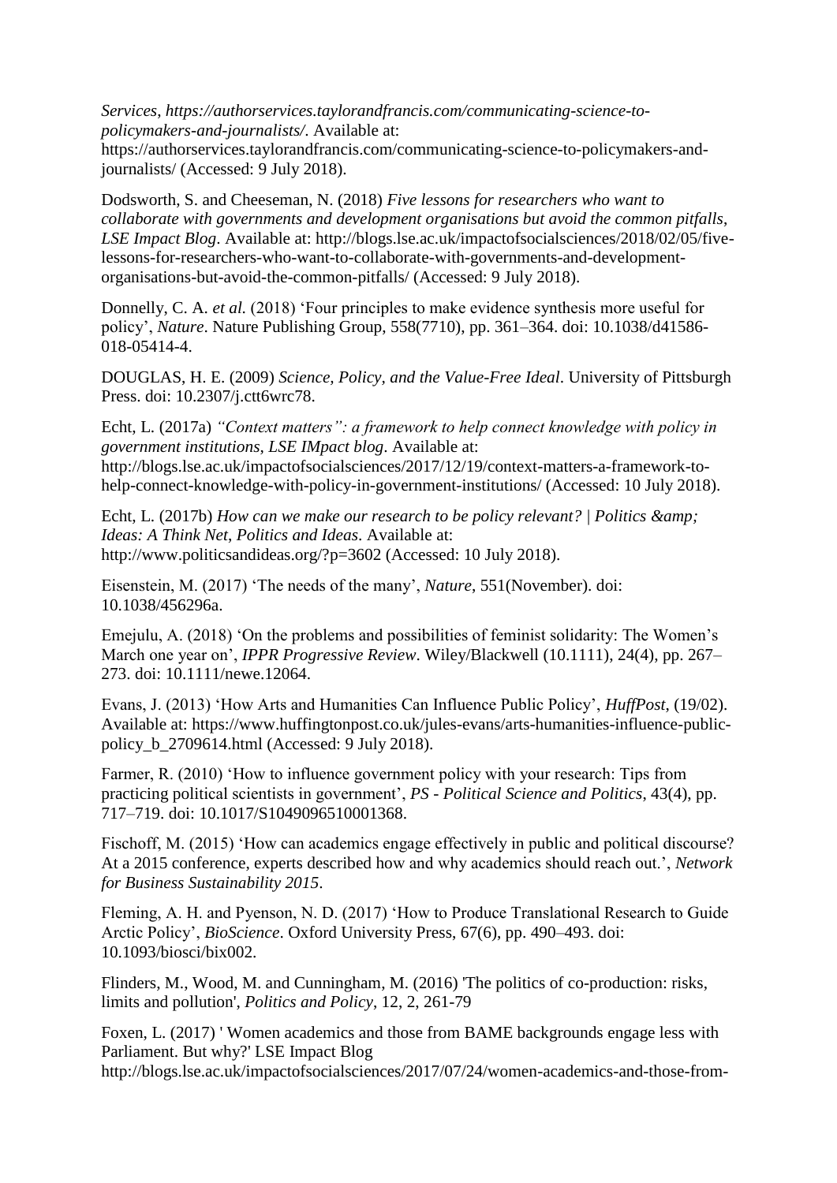*Services*, *https://authorservices.taylorandfrancis.com/communicating-science-to-policymakers-and-journalists/*. Available at: https://authorservices.taylorandfrancis.com/communicating-science-to-policymakers-and-journalists/ (Accessed: 9 July 2018).

Dodsworth, S. and Cheeseman, N. (2018) *Five lessons for researchers who want to collaborate with governments and development organisations but avoid the common pitfalls*, *LSE Impact Blog*. Available at: http://blogs.lse.ac.uk/impactofsocialsciences/2018/02/05/five-lessons-for-researchers-who-want-to-collaborate-with-governments-and-development-organisations-but-avoid-the-common-pitfalls/ (Accessed: 9 July 2018).

Donnelly, C. A. *et al.* (2018) 'Four principles to make evidence synthesis more useful for policy', *Nature*. Nature Publishing Group, 558(7710), pp. 361–364. doi: 10.1038/d41586-018-05414-4.

DOUGLAS, H. E. (2009) *Science, Policy, and the Value-Free Ideal*. University of Pittsburgh Press. doi: 10.2307/j.ctt6wrc78.

Echt, L. (2017a) *"Context matters": a framework to help connect knowledge with policy in government institutions*, *LSE IMpact blog*. Available at: http://blogs.lse.ac.uk/impactofsocialsciences/2017/12/19/context-matters-a-framework-to-help-connect-knowledge-with-policy-in-government-institutions/ (Accessed: 10 July 2018).

Echt, L. (2017b) *How can we make our research to be policy relevant? | Politics &amp; Ideas: A Think Net*, *Politics and Ideas*. Available at: http://www.politicsandideas.org/?p=3602 (Accessed: 10 July 2018).

Eisenstein, M. (2017) 'The needs of the many', *Nature*, 551(November). doi: 10.1038/456296a.

Emejulu, A. (2018) 'On the problems and possibilities of feminist solidarity: The Women's March one year on', *IPPR Progressive Review*. Wiley/Blackwell (10.1111), 24(4), pp. 267–273. doi: 10.1111/newe.12064.

Evans, J. (2013) 'How Arts and Humanities Can Influence Public Policy', *HuffPost*, (19/02). Available at: https://www.huffingtonpost.co.uk/jules-evans/arts-humanities-influence-public-policy_b_2709614.html (Accessed: 9 July 2018).

Farmer, R. (2010) 'How to influence government policy with your research: Tips from practicing political scientists in government', *PS - Political Science and Politics*, 43(4), pp. 717–719. doi: 10.1017/S1049096510001368.

Fischoff, M. (2015) 'How can academics engage effectively in public and political discourse? At a 2015 conference, experts described how and why academics should reach out.', *Network for Business Sustainability 2015*.

Fleming, A. H. and Pyenson, N. D. (2017) 'How to Produce Translational Research to Guide Arctic Policy', *BioScience*. Oxford University Press, 67(6), pp. 490–493. doi: 10.1093/biosci/bix002.

Flinders, M., Wood, M. and Cunningham, M. (2016) 'The politics of co-production: risks, limits and pollution', *Politics and Policy*, 12, 2, 261-79

Foxen, L. (2017) ' Women academics and those from BAME backgrounds engage less with Parliament. But why?' LSE Impact Blog http://blogs.lse.ac.uk/impactofsocialsciences/2017/07/24/women-academics-and-those-from-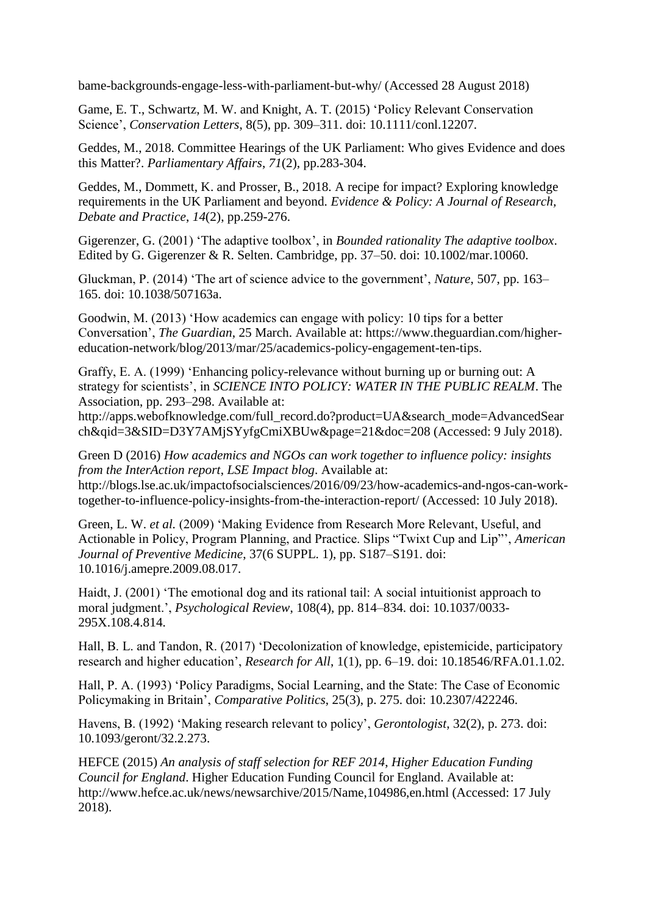bame-backgrounds-engage-less-with-parliament-but-why/ (Accessed 28 August 2018)

Game, E. T., Schwartz, M. W. and Knight, A. T. (2015) 'Policy Relevant Conservation Science', *Conservation Letters*, 8(5), pp. 309–311. doi: 10.1111/conl.12207.

Geddes, M., 2018. Committee Hearings of the UK Parliament: Who gives Evidence and does this Matter?. *Parliamentary Affairs*, *71*(2), pp.283-304.

Geddes, M., Dommett, K. and Prosser, B., 2018. A recipe for impact? Exploring knowledge requirements in the UK Parliament and beyond. *Evidence & Policy: A Journal of Research, Debate and Practice*, *14*(2), pp.259-276.

Gigerenzer, G. (2001) 'The adaptive toolbox', in *Bounded rationality The adaptive toolbox*. Edited by G. Gigerenzer & R. Selten. Cambridge, pp. 37–50. doi: 10.1002/mar.10060.

Gluckman, P. (2014) 'The art of science advice to the government', *Nature*, 507, pp. 163–165. doi: 10.1038/507163a.

Goodwin, M. (2013) 'How academics can engage with policy: 10 tips for a better Conversation', *The Guardian*, 25 March. Available at: https://www.theguardian.com/higher-education-network/blog/2013/mar/25/academics-policy-engagement-ten-tips.

Graffy, E. A. (1999) 'Enhancing policy-relevance without burning up or burning out: A strategy for scientists', in *SCIENCE INTO POLICY: WATER IN THE PUBLIC REALM*. The Association, pp. 293–298. Available at: http://apps.webofknowledge.com/full_record.do?product=UA&search_mode=AdvancedSearch&qid=3&SID=D3Y7AMjSYyfgCmiXBUw&page=21&doc=208 (Accessed: 9 July 2018).

Green D (2016) *How academics and NGOs can work together to influence policy: insights from the InterAction report, LSE Impact blog*. Available at: http://blogs.lse.ac.uk/impactofsocialsciences/2016/09/23/how-academics-and-ngos-can-work-together-to-influence-policy-insights-from-the-interaction-report/ (Accessed: 10 July 2018).

Green, L. W. *et al.* (2009) 'Making Evidence from Research More Relevant, Useful, and Actionable in Policy, Program Planning, and Practice. Slips "Twixt Cup and Lip"', *American Journal of Preventive Medicine*, 37(6 SUPPL. 1), pp. S187–S191. doi: 10.1016/j.amepre.2009.08.017.

Haidt, J. (2001) 'The emotional dog and its rational tail: A social intuitionist approach to moral judgment.', *Psychological Review*, 108(4), pp. 814–834. doi: 10.1037/0033-295X.108.4.814.

Hall, B. L. and Tandon, R. (2017) 'Decolonization of knowledge, epistemicide, participatory research and higher education', *Research for All*, 1(1), pp. 6–19. doi: 10.18546/RFA.01.1.02.

Hall, P. A. (1993) 'Policy Paradigms, Social Learning, and the State: The Case of Economic Policymaking in Britain', *Comparative Politics*, 25(3), p. 275. doi: 10.2307/422246.

Havens, B. (1992) 'Making research relevant to policy', *Gerontologist*, 32(2), p. 273. doi: 10.1093/geront/32.2.273.

HEFCE (2015) *An analysis of staff selection for REF 2014, Higher Education Funding Council for England*. Higher Education Funding Council for England. Available at: http://www.hefce.ac.uk/news/newsarchive/2015/Name,104986,en.html (Accessed: 17 July 2018).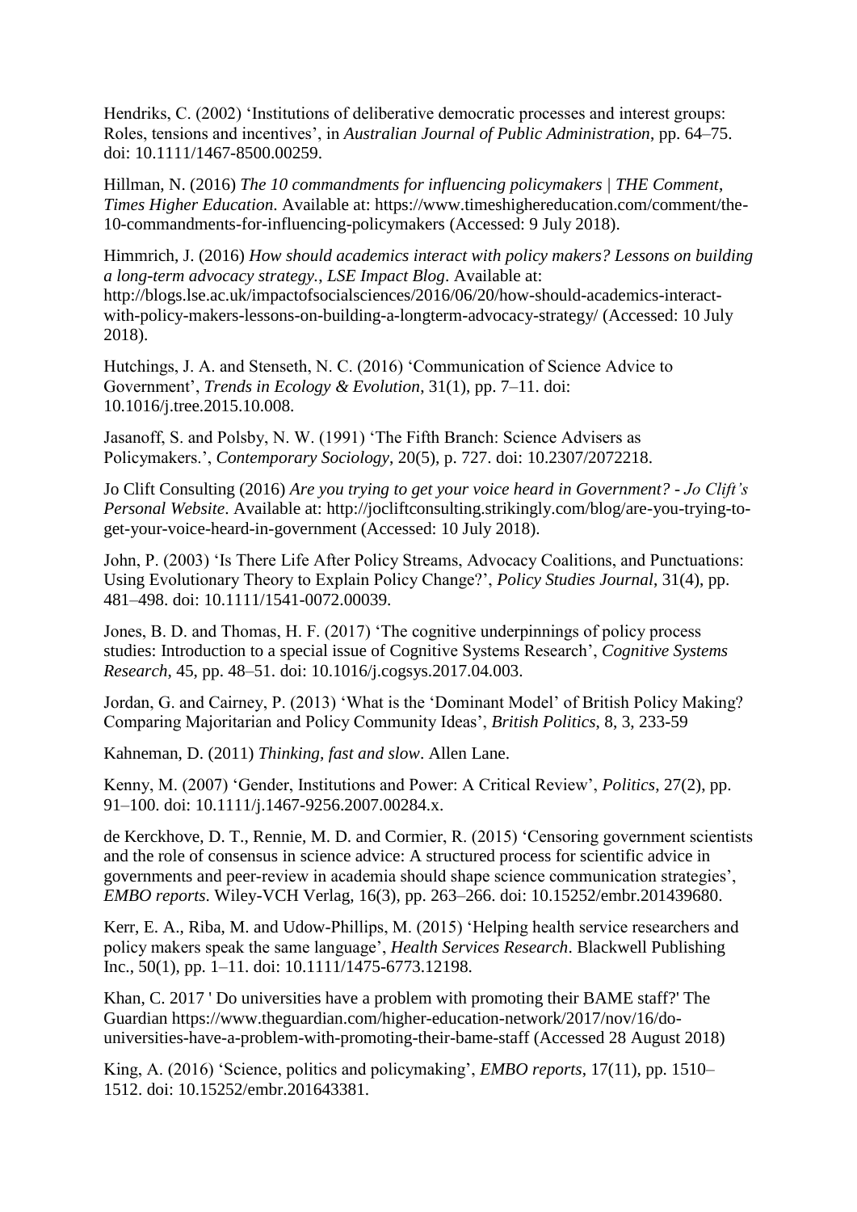Hendriks, C. (2002) 'Institutions of deliberative democratic processes and interest groups: Roles, tensions and incentives', in *Australian Journal of Public Administration*, pp. 64–75. doi: 10.1111/1467-8500.00259.

Hillman, N. (2016) *The 10 commandments for influencing policymakers | THE Comment*, *Times Higher Education*. Available at: https://www.timeshighereducation.com/comment/the-10-commandments-for-influencing-policymakers (Accessed: 9 July 2018).

Himmrich, J. (2016) *How should academics interact with policy makers? Lessons on building a long-term advocacy strategy.*, *LSE Impact Blog*. Available at: http://blogs.lse.ac.uk/impactofsocialsciences/2016/06/20/how-should-academics-interact-with-policy-makers-lessons-on-building-a-longterm-advocacy-strategy/ (Accessed: 10 July 2018).

Hutchings, J. A. and Stenseth, N. C. (2016) 'Communication of Science Advice to Government', *Trends in Ecology & Evolution*, 31(1), pp. 7–11. doi: 10.1016/j.tree.2015.10.008.

Jasanoff, S. and Polsby, N. W. (1991) 'The Fifth Branch: Science Advisers as Policymakers.', *Contemporary Sociology*, 20(5), p. 727. doi: 10.2307/2072218.

Jo Clift Consulting (2016) *Are you trying to get your voice heard in Government? - Jo Clift's Personal Website*. Available at: http://jocliftconsulting.strikingly.com/blog/are-you-trying-to-get-your-voice-heard-in-government (Accessed: 10 July 2018).

John, P. (2003) 'Is There Life After Policy Streams, Advocacy Coalitions, and Punctuations: Using Evolutionary Theory to Explain Policy Change?', *Policy Studies Journal*, 31(4), pp. 481–498. doi: 10.1111/1541-0072.00039.

Jones, B. D. and Thomas, H. F. (2017) 'The cognitive underpinnings of policy process studies: Introduction to a special issue of Cognitive Systems Research', *Cognitive Systems Research*, 45, pp. 48–51. doi: 10.1016/j.cogsys.2017.04.003.

Jordan, G. and Cairney, P. (2013) 'What is the 'Dominant Model' of British Policy Making? Comparing Majoritarian and Policy Community Ideas', *British Politics*, 8, 3, 233-59

Kahneman, D. (2011) *Thinking, fast and slow*. Allen Lane.

Kenny, M. (2007) 'Gender, Institutions and Power: A Critical Review', *Politics*, 27(2), pp. 91–100. doi: 10.1111/j.1467-9256.2007.00284.x.

de Kerckhove, D. T., Rennie, M. D. and Cormier, R. (2015) 'Censoring government scientists and the role of consensus in science advice: A structured process for scientific advice in governments and peer-review in academia should shape science communication strategies', *EMBO reports*. Wiley-VCH Verlag, 16(3), pp. 263–266. doi: 10.15252/embr.201439680.

Kerr, E. A., Riba, M. and Udow-Phillips, M. (2015) 'Helping health service researchers and policy makers speak the same language', *Health Services Research*. Blackwell Publishing Inc., 50(1), pp. 1–11. doi: 10.1111/1475-6773.12198.

Khan, C. 2017 ' Do universities have a problem with promoting their BAME staff?' The Guardian https://www.theguardian.com/higher-education-network/2017/nov/16/do-universities-have-a-problem-with-promoting-their-bame-staff (Accessed 28 August 2018)

King, A. (2016) 'Science, politics and policymaking', *EMBO reports*, 17(11), pp. 1510–1512. doi: 10.15252/embr.201643381.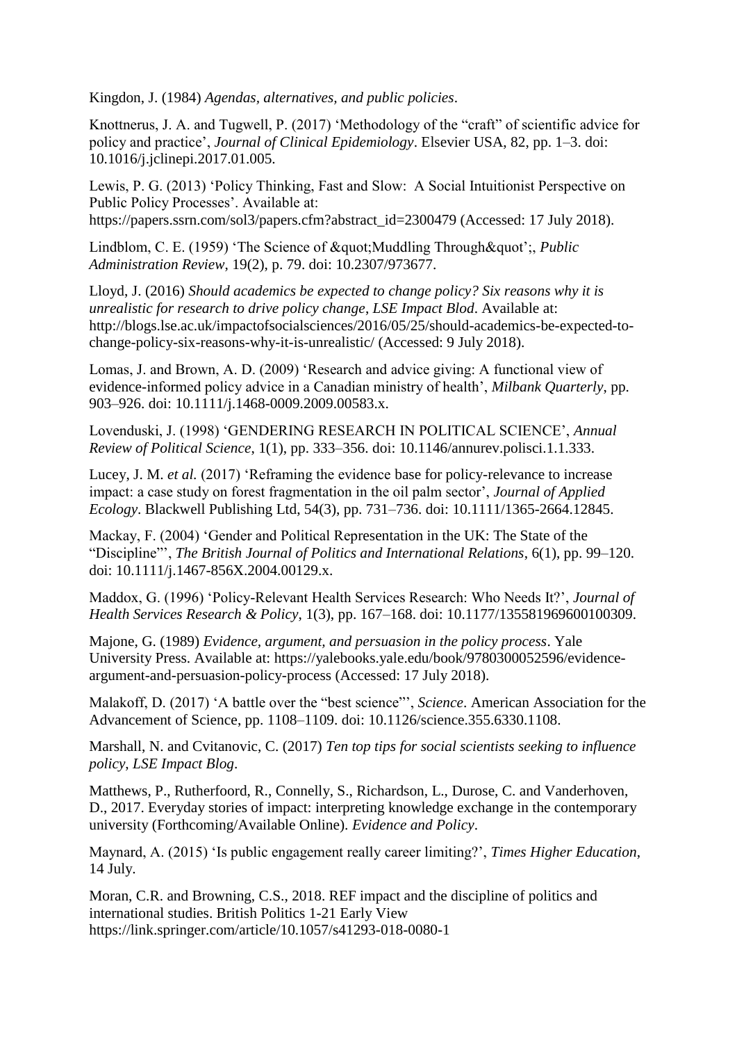Kingdon, J. (1984) *Agendas, alternatives, and public policies*.

Knottnerus, J. A. and Tugwell, P. (2017) 'Methodology of the "craft" of scientific advice for policy and practice', *Journal of Clinical Epidemiology*. Elsevier USA, 82, pp. 1–3. doi: 10.1016/j.jclinepi.2017.01.005.

Lewis, P. G. (2013) 'Policy Thinking, Fast and Slow: A Social Intuitionist Perspective on Public Policy Processes'. Available at: https://papers.ssrn.com/sol3/papers.cfm?abstract_id=2300479 (Accessed: 17 July 2018).

Lindblom, C. E. (1959) 'The Science of &quot;Muddling Through&quot;', *Public Administration Review*, 19(2), p. 79. doi: 10.2307/973677.

Lloyd, J. (2016) *Should academics be expected to change policy? Six reasons why it is unrealistic for research to drive policy change*, *LSE Impact Blod*. Available at: http://blogs.lse.ac.uk/impactofsocialsciences/2016/05/25/should-academics-be-expected-to-change-policy-six-reasons-why-it-is-unrealistic/ (Accessed: 9 July 2018).

Lomas, J. and Brown, A. D. (2009) 'Research and advice giving: A functional view of evidence-informed policy advice in a Canadian ministry of health', *Milbank Quarterly*, pp. 903–926. doi: 10.1111/j.1468-0009.2009.00583.x.

Lovenduski, J. (1998) 'GENDERING RESEARCH IN POLITICAL SCIENCE', *Annual Review of Political Science*, 1(1), pp. 333–356. doi: 10.1146/annurev.polisci.1.1.333.

Lucey, J. M. *et al.* (2017) 'Reframing the evidence base for policy-relevance to increase impact: a case study on forest fragmentation in the oil palm sector', *Journal of Applied Ecology*. Blackwell Publishing Ltd, 54(3), pp. 731–736. doi: 10.1111/1365-2664.12845.

Mackay, F. (2004) 'Gender and Political Representation in the UK: The State of the "Discipline"', *The British Journal of Politics and International Relations*, 6(1), pp. 99–120. doi: 10.1111/j.1467-856X.2004.00129.x.

Maddox, G. (1996) 'Policy-Relevant Health Services Research: Who Needs It?', *Journal of Health Services Research & Policy*, 1(3), pp. 167–168. doi: 10.1177/135581969600100309.

Majone, G. (1989) *Evidence, argument, and persuasion in the policy process*. Yale University Press. Available at: https://yalebooks.yale.edu/book/9780300052596/evidence-argument-and-persuasion-policy-process (Accessed: 17 July 2018).

Malakoff, D. (2017) 'A battle over the "best science"', *Science*. American Association for the Advancement of Science, pp. 1108–1109. doi: 10.1126/science.355.6330.1108.

Marshall, N. and Cvitanovic, C. (2017) *Ten top tips for social scientists seeking to influence policy*, *LSE Impact Blog*.

Matthews, P., Rutherfoord, R., Connelly, S., Richardson, L., Durose, C. and Vanderhoven, D., 2017. Everyday stories of impact: interpreting knowledge exchange in the contemporary university (Forthcoming/Available Online). *Evidence and Policy*.

Maynard, A. (2015) 'Is public engagement really career limiting?', *Times Higher Education*, 14 July.

Moran, C.R. and Browning, C.S., 2018. REF impact and the discipline of politics and international studies. British Politics 1-21 Early View https://link.springer.com/article/10.1057/s41293-018-0080-1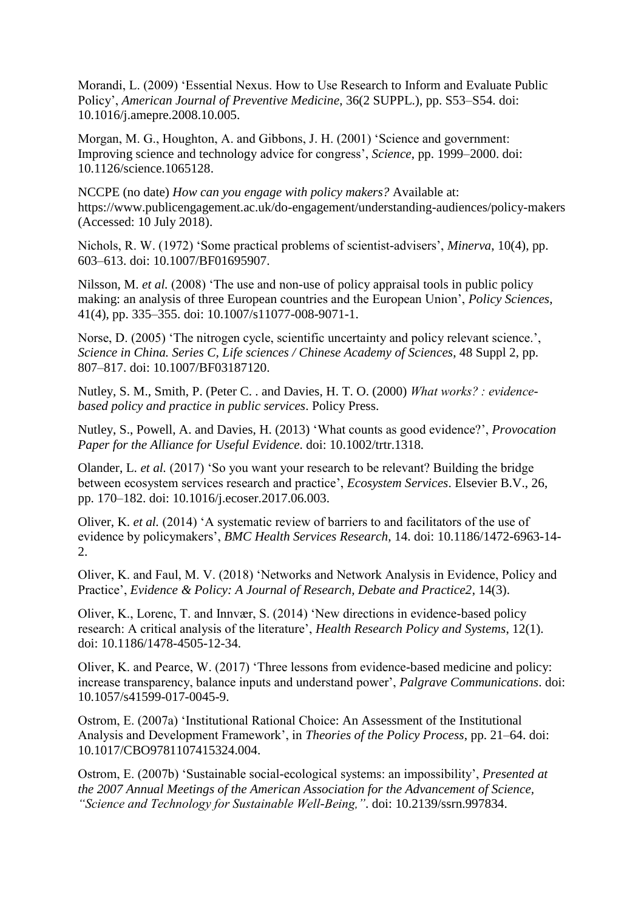Morandi, L. (2009) 'Essential Nexus. How to Use Research to Inform and Evaluate Public Policy', *American Journal of Preventive Medicine*, 36(2 SUPPL.), pp. S53–S54. doi: 10.1016/j.amepre.2008.10.005.

Morgan, M. G., Houghton, A. and Gibbons, J. H. (2001) 'Science and government: Improving science and technology advice for congress', *Science*, pp. 1999–2000. doi: 10.1126/science.1065128.

NCCPE (no date) *How can you engage with policy makers?* Available at: https://www.publicengagement.ac.uk/do-engagement/understanding-audiences/policy-makers (Accessed: 10 July 2018).

Nichols, R. W. (1972) 'Some practical problems of scientist-advisers', *Minerva*, 10(4), pp. 603–613. doi: 10.1007/BF01695907.

Nilsson, M. *et al.* (2008) 'The use and non-use of policy appraisal tools in public policy making: an analysis of three European countries and the European Union', *Policy Sciences*, 41(4), pp. 335–355. doi: 10.1007/s11077-008-9071-1.

Norse, D. (2005) 'The nitrogen cycle, scientific uncertainty and policy relevant science.', *Science in China. Series C, Life sciences / Chinese Academy of Sciences*, 48 Suppl 2, pp. 807–817. doi: 10.1007/BF03187120.

Nutley, S. M., Smith, P. (Peter C. . and Davies, H. T. O. (2000) *What works? : evidence-based policy and practice in public services*. Policy Press.

Nutley, S., Powell, A. and Davies, H. (2013) 'What counts as good evidence?', *Provocation Paper for the Alliance for Useful Evidence*. doi: 10.1002/trtr.1318.

Olander, L. *et al.* (2017) 'So you want your research to be relevant? Building the bridge between ecosystem services research and practice', *Ecosystem Services*. Elsevier B.V., 26, pp. 170–182. doi: 10.1016/j.ecoser.2017.06.003.

Oliver, K. *et al.* (2014) 'A systematic review of barriers to and facilitators of the use of evidence by policymakers', *BMC Health Services Research*, 14. doi: 10.1186/1472-6963-14-2.

Oliver, K. and Faul, M. V. (2018) 'Networks and Network Analysis in Evidence, Policy and Practice', *Evidence & Policy: A Journal of Research, Debate and Practice2*, 14(3).

Oliver, K., Lorenc, T. and Innvær, S. (2014) 'New directions in evidence-based policy research: A critical analysis of the literature', *Health Research Policy and Systems*, 12(1). doi: 10.1186/1478-4505-12-34.

Oliver, K. and Pearce, W. (2017) 'Three lessons from evidence-based medicine and policy: increase transparency, balance inputs and understand power', *Palgrave Communications*. doi: 10.1057/s41599-017-0045-9.

Ostrom, E. (2007a) 'Institutional Rational Choice: An Assessment of the Institutional Analysis and Development Framework', in *Theories of the Policy Process*, pp. 21–64. doi: 10.1017/CBO9781107415324.004.

Ostrom, E. (2007b) 'Sustainable social-ecological systems: an impossibility', *Presented at the 2007 Annual Meetings of the American Association for the Advancement of Science, "Science and Technology for Sustainable Well-Being,"*. doi: 10.2139/ssrn.997834.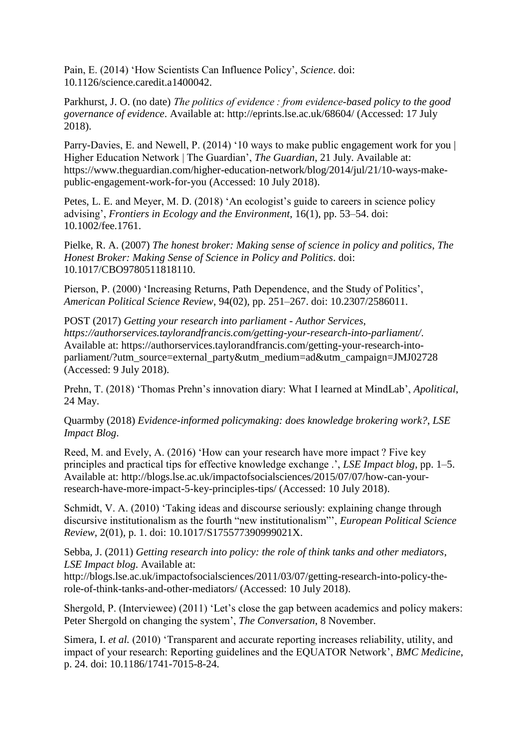Pain, E. (2014) 'How Scientists Can Influence Policy', *Science*. doi: 10.1126/science.caredit.a1400042.

Parkhurst, J. O. (no date) *The politics of evidence : from evidence-based policy to the good governance of evidence*. Available at: http://eprints.lse.ac.uk/68604/ (Accessed: 17 July 2018).

Parry-Davies, E. and Newell, P. (2014) '10 ways to make public engagement work for you | Higher Education Network | The Guardian', *The Guardian*, 21 July. Available at: https://www.theguardian.com/higher-education-network/blog/2014/jul/21/10-ways-make-public-engagement-work-for-you (Accessed: 10 July 2018).

Petes, L. E. and Meyer, M. D. (2018) 'An ecologist's guide to careers in science policy advising', *Frontiers in Ecology and the Environment*, 16(1), pp. 53–54. doi: 10.1002/fee.1761.

Pielke, R. A. (2007) *The honest broker: Making sense of science in policy and politics*, *The Honest Broker: Making Sense of Science in Policy and Politics*. doi: 10.1017/CBO9780511818110.

Pierson, P. (2000) 'Increasing Returns, Path Dependence, and the Study of Politics', *American Political Science Review*, 94(02), pp. 251–267. doi: 10.2307/2586011.

POST (2017) *Getting your research into parliament - Author Services, https://authorservices.taylorandfrancis.com/getting-your-research-into-parliament/*. Available at: https://authorservices.taylorandfrancis.com/getting-your-research-into-parliament/?utm_source=external_party&utm_medium=ad&utm_campaign=JMJ02728 (Accessed: 9 July 2018).

Prehn, T. (2018) 'Thomas Prehn's innovation diary: What I learned at MindLab', *Apolitical*, 24 May.

Quarmby (2018) *Evidence-informed policymaking: does knowledge brokering work?*, *LSE Impact Blog*.

Reed, M. and Evely, A. (2016) 'How can your research have more impact ? Five key principles and practical tips for effective knowledge exchange .', *LSE Impact blog*, pp. 1–5. Available at: http://blogs.lse.ac.uk/impactofsocialsciences/2015/07/07/how-can-your-research-have-more-impact-5-key-principles-tips/ (Accessed: 10 July 2018).

Schmidt, V. A. (2010) 'Taking ideas and discourse seriously: explaining change through discursive institutionalism as the fourth "new institutionalism"', *European Political Science Review*, 2(01), p. 1. doi: 10.1017/S175577390999021X.

Sebba, J. (2011) *Getting research into policy: the role of think tanks and other mediators*, *LSE Impact blog*. Available at: http://blogs.lse.ac.uk/impactofsocialsciences/2011/03/07/getting-research-into-policy-the-role-of-think-tanks-and-other-mediators/ (Accessed: 10 July 2018).

Shergold, P. (Interviewee) (2011) 'Let's close the gap between academics and policy makers: Peter Shergold on changing the system', *The Conversation*, 8 November.

Simera, I. *et al.* (2010) 'Transparent and accurate reporting increases reliability, utility, and impact of your research: Reporting guidelines and the EQUATOR Network', *BMC Medicine*, p. 24. doi: 10.1186/1741-7015-8-24.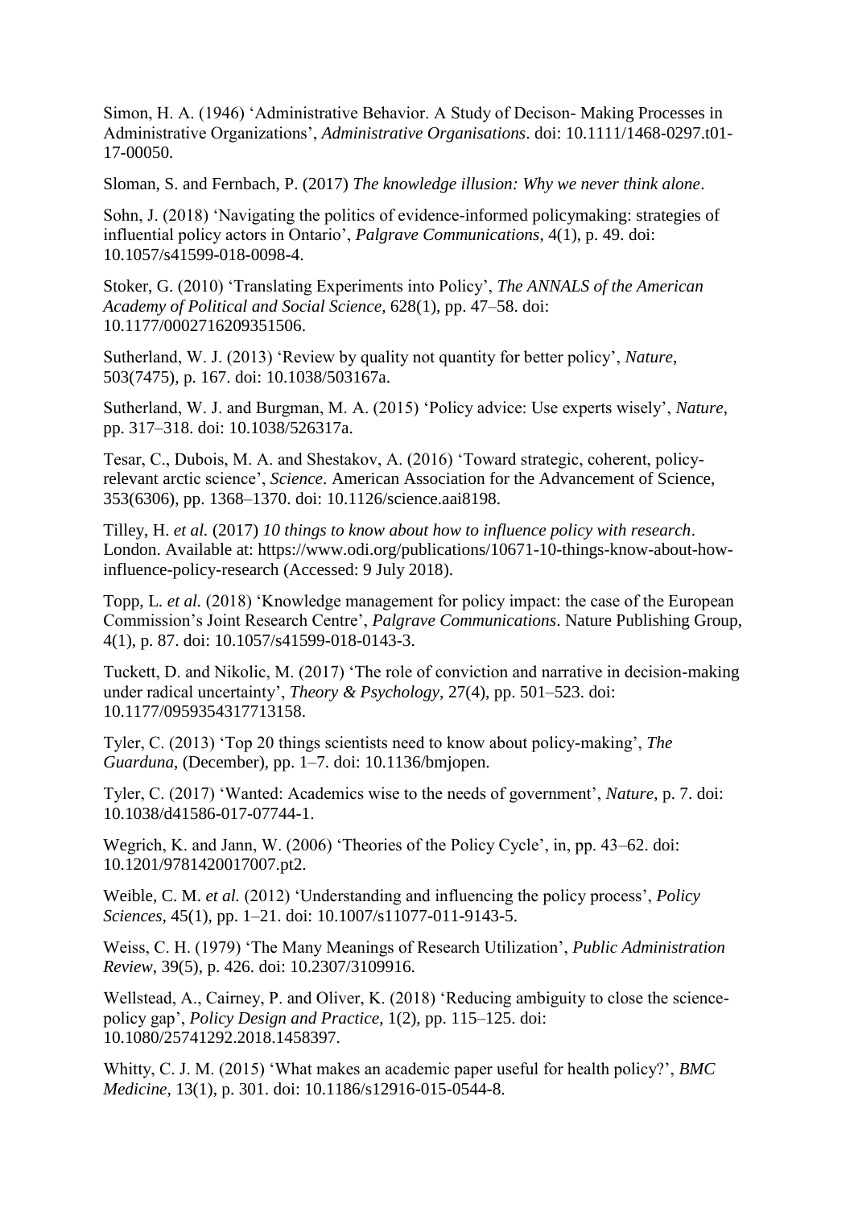Simon, H. A. (1946) 'Administrative Behavior. A Study of Decison- Making Processes in Administrative Organizations', *Administrative Organisations*. doi: 10.1111/1468-0297.t01-17-00050.

Sloman, S. and Fernbach, P. (2017) *The knowledge illusion: Why we never think alone*.

Sohn, J. (2018) 'Navigating the politics of evidence-informed policymaking: strategies of influential policy actors in Ontario', *Palgrave Communications*, 4(1), p. 49. doi: 10.1057/s41599-018-0098-4.

Stoker, G. (2010) 'Translating Experiments into Policy', *The ANNALS of the American Academy of Political and Social Science*, 628(1), pp. 47–58. doi: 10.1177/0002716209351506.

Sutherland, W. J. (2013) 'Review by quality not quantity for better policy', *Nature*, 503(7475), p. 167. doi: 10.1038/503167a.

Sutherland, W. J. and Burgman, M. A. (2015) 'Policy advice: Use experts wisely', *Nature*, pp. 317–318. doi: 10.1038/526317a.

Tesar, C., Dubois, M. A. and Shestakov, A. (2016) 'Toward strategic, coherent, policy-relevant arctic science', *Science*. American Association for the Advancement of Science, 353(6306), pp. 1368–1370. doi: 10.1126/science.aai8198.

Tilley, H. *et al.* (2017) *10 things to know about how to influence policy with research*. London. Available at: https://www.odi.org/publications/10671-10-things-know-about-how-influence-policy-research (Accessed: 9 July 2018).

Topp, L. *et al.* (2018) 'Knowledge management for policy impact: the case of the European Commission's Joint Research Centre', *Palgrave Communications*. Nature Publishing Group, 4(1), p. 87. doi: 10.1057/s41599-018-0143-3.

Tuckett, D. and Nikolic, M. (2017) 'The role of conviction and narrative in decision-making under radical uncertainty', *Theory & Psychology*, 27(4), pp. 501–523. doi: 10.1177/0959354317713158.

Tyler, C. (2013) 'Top 20 things scientists need to know about policy-making', *The Guarduna*, (December), pp. 1–7. doi: 10.1136/bmjopen.

Tyler, C. (2017) 'Wanted: Academics wise to the needs of government', *Nature*, p. 7. doi: 10.1038/d41586-017-07744-1.

Wegrich, K. and Jann, W. (2006) 'Theories of the Policy Cycle', in, pp. 43–62. doi: 10.1201/9781420017007.pt2.

Weible, C. M. *et al.* (2012) 'Understanding and influencing the policy process', *Policy Sciences*, 45(1), pp. 1–21. doi: 10.1007/s11077-011-9143-5.

Weiss, C. H. (1979) 'The Many Meanings of Research Utilization', *Public Administration Review*, 39(5), p. 426. doi: 10.2307/3109916.

Wellstead, A., Cairney, P. and Oliver, K. (2018) 'Reducing ambiguity to close the science-policy gap', *Policy Design and Practice*, 1(2), pp. 115–125. doi: 10.1080/25741292.2018.1458397.

Whitty, C. J. M. (2015) 'What makes an academic paper useful for health policy?', *BMC Medicine*, 13(1), p. 301. doi: 10.1186/s12916-015-0544-8.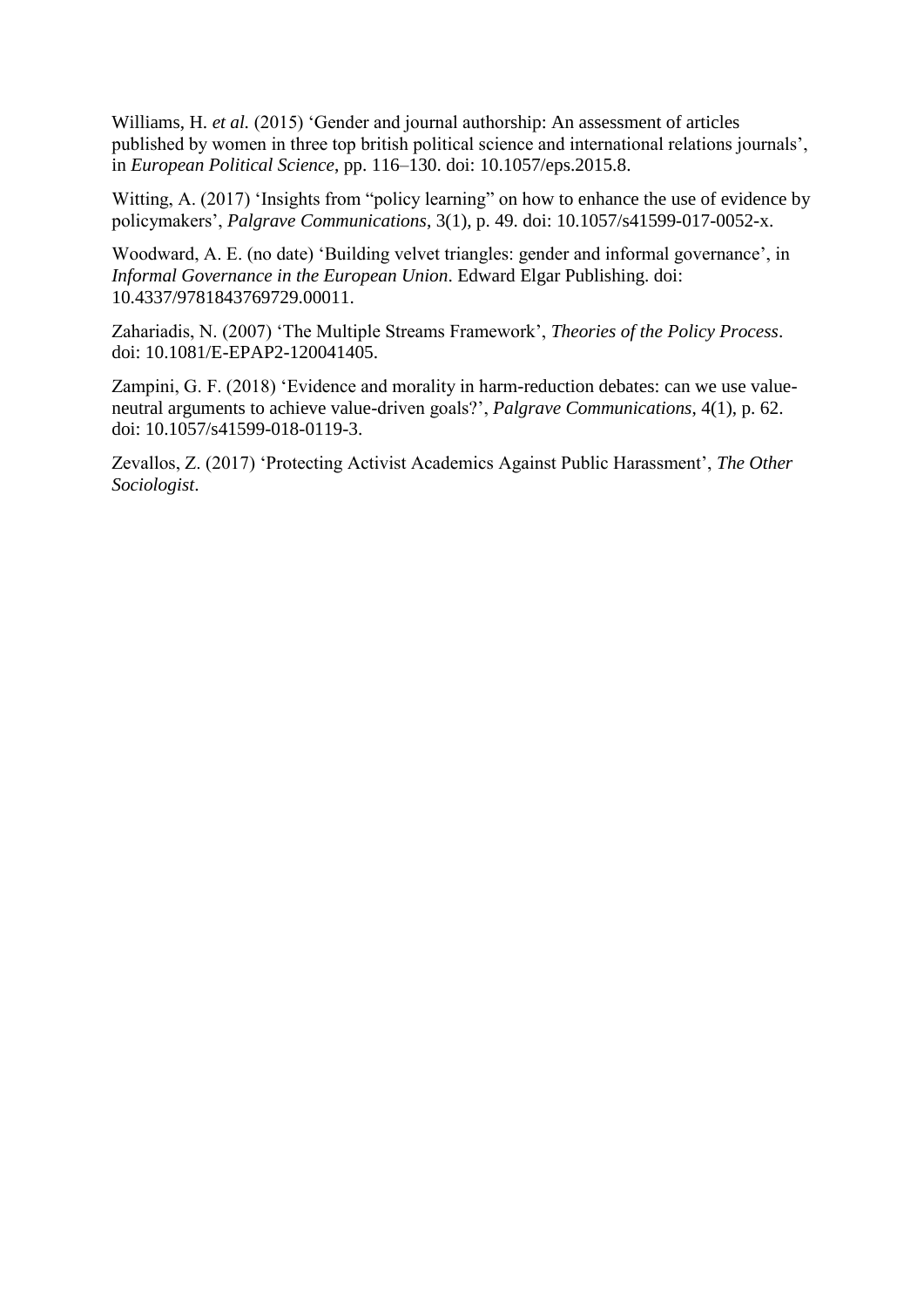Williams, H. *et al.* (2015) 'Gender and journal authorship: An assessment of articles published by women in three top british political science and international relations journals', in *European Political Science*, pp. 116–130. doi: 10.1057/eps.2015.8.

Witting, A. (2017) 'Insights from "policy learning" on how to enhance the use of evidence by policymakers', *Palgrave Communications*, 3(1), p. 49. doi: 10.1057/s41599-017-0052-x.

Woodward, A. E. (no date) 'Building velvet triangles: gender and informal governance', in *Informal Governance in the European Union*. Edward Elgar Publishing. doi: 10.4337/9781843769729.00011.

Zahariadis, N. (2007) 'The Multiple Streams Framework', *Theories of the Policy Process*. doi: 10.1081/E-EPAP2-120041405.

Zampini, G. F. (2018) 'Evidence and morality in harm-reduction debates: can we use value-neutral arguments to achieve value-driven goals?', *Palgrave Communications*, 4(1), p. 62. doi: 10.1057/s41599-018-0119-3.

Zevallos, Z. (2017) 'Protecting Activist Academics Against Public Harassment', *The Other Sociologist*.